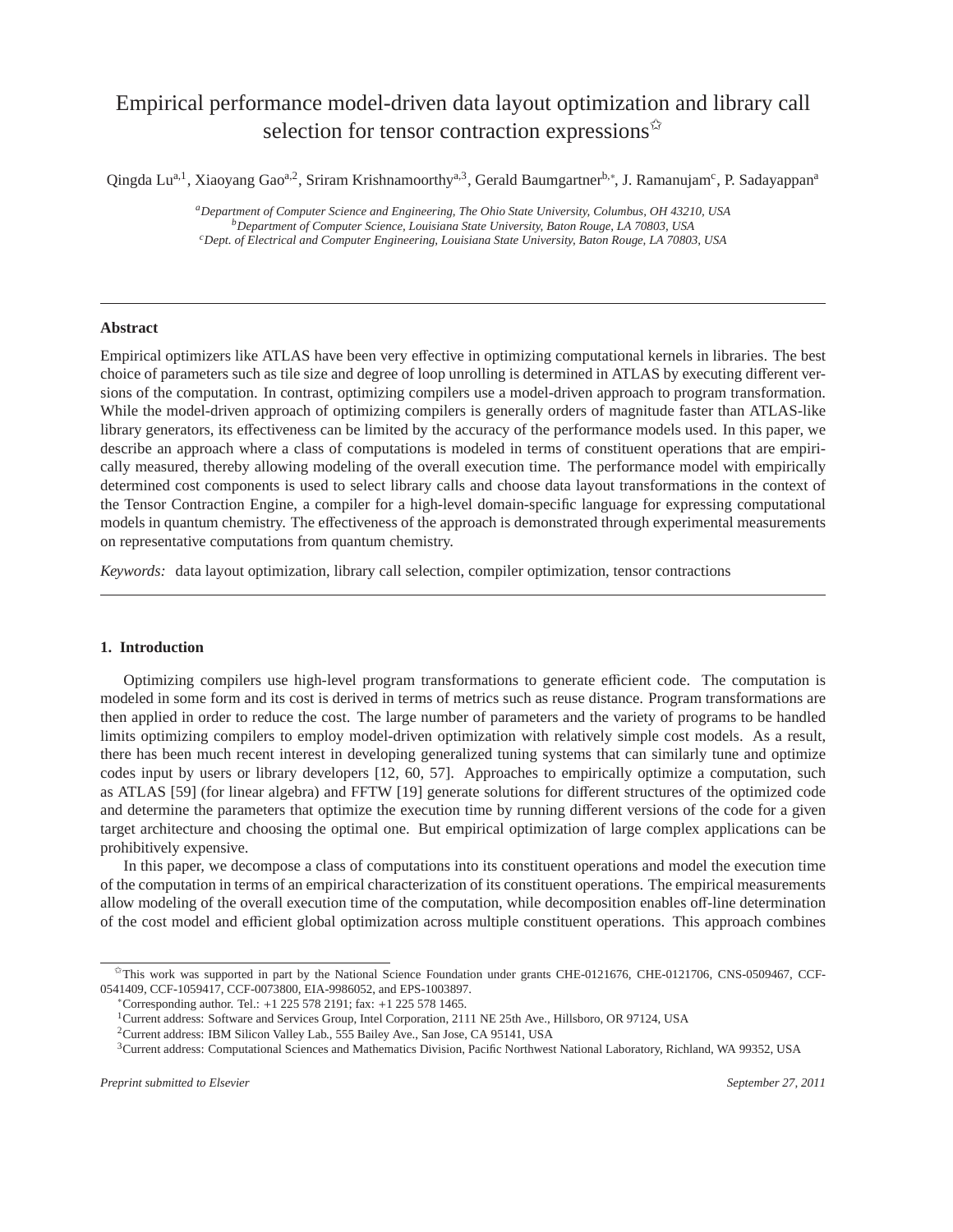# Empirical performance model-driven data layout optimization and library call selection for tensor contraction expressions[☆]

Qingda Lu[a,1], Xiaoyang Gao[a,2], Sriram Krishnamoorthy[a,3], Gerald Baumgartner[b,*], J. Ramanujam[c], P. Sadayappan[a]

[a] *Department of Computer Science and Engineering, The Ohio State University, Columbus, OH 43210, USA*
[b] *Department of Computer Science, Louisiana State University, Baton Rouge, LA 70803, USA*
[c] *Dept. of Electrical and Computer Engineering, Louisiana State University, Baton Rouge, LA 70803, USA*

---

**Abstract**

Empirical optimizers like ATLAS have been very effective in optimizing computational kernels in libraries. The best choice of parameters such as tile size and degree of loop unrolling is determined in ATLAS by executing different versions of the computation. In contrast, optimizing compilers use a model-driven approach to program transformation. While the model-driven approach of optimizing compilers is generally orders of magnitude faster than ATLAS-like library generators, its effectiveness can be limited by the accuracy of the performance models used. In this paper, we describe an approach where a class of computations is modeled in terms of constituent operations that are empirically measured, thereby allowing modeling of the overall execution time. The performance model with empirically determined cost components is used to select library calls and choose data layout transformations in the context of the Tensor Contraction Engine, a compiler for a high-level domain-specific language for expressing computational models in quantum chemistry. The effectiveness of the approach is demonstrated through experimental measurements on representative computations from quantum chemistry.

*Keywords:* data layout optimization, library call selection, compiler optimization, tensor contractions

---

## 1. Introduction

Optimizing compilers use high-level program transformations to generate efficient code. The computation is modeled in some form and its cost is derived in terms of metrics such as reuse distance. Program transformations are then applied in order to reduce the cost. The large number of parameters and the variety of programs to be handled limits optimizing compilers to employ model-driven optimization with relatively simple cost models. As a result, there has been much recent interest in developing generalized tuning systems that can similarly tune and optimize codes input by users or library developers [12, 60, 57]. Approaches to empirically optimize a computation, such as ATLAS [59] (for linear algebra) and FFTW [19] generate solutions for different structures of the optimized code and determine the parameters that optimize the execution time by running different versions of the code for a given target architecture and choosing the optimal one. But empirical optimization of large complex applications can be prohibitively expensive.

In this paper, we decompose a class of computations into its constituent operations and model the execution time of the computation in terms of an empirical characterization of its constituent operations. The empirical measurements allow modeling of the overall execution time of the computation, while decomposition enables off-line determination of the cost model and efficient global optimization across multiple constituent operations. This approach combines

---

[☆] This work was supported in part by the National Science Foundation under grants CHE-0121676, CHE-0121706, CNS-0509467, CCF-0541409, CCF-1059417, CCF-0073800, EIA-9986052, and EPS-1003897.

[*] Corresponding author. Tel.: +1 225 578 2191; fax: +1 225 578 1465.

[1] Current address: Software and Services Group, Intel Corporation, 2111 NE 25th Ave., Hillsboro, OR 97124, USA

[2] Current address: IBM Silicon Valley Lab., 555 Bailey Ave., San Jose, CA 95141, USA

[3] Current address: Computational Sciences and Mathematics Division, Pacific Northwest National Laboratory, Richland, WA 99352, USA

*Preprint submitted to Elsevier* *September 27, 2011*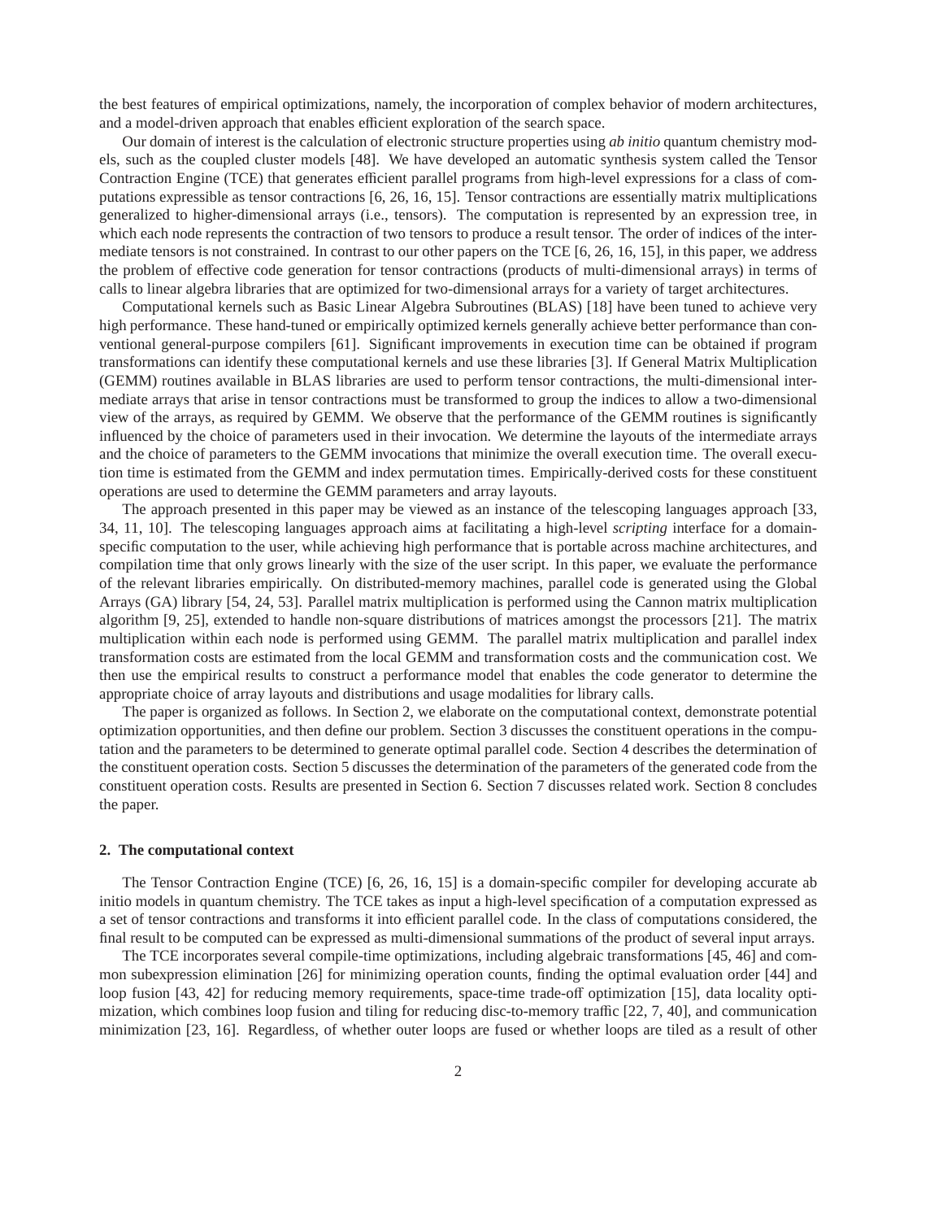the best features of empirical optimizations, namely, the incorporation of complex behavior of modern architectures, and a model-driven approach that enables efficient exploration of the search space.

Our domain of interest is the calculation of electronic structure properties using *ab initio* quantum chemistry models, such as the coupled cluster models [48]. We have developed an automatic synthesis system called the Tensor Contraction Engine (TCE) that generates efficient parallel programs from high-level expressions for a class of computations expressible as tensor contractions [6, 26, 16, 15]. Tensor contractions are essentially matrix multiplications generalized to higher-dimensional arrays (i.e., tensors). The computation is represented by an expression tree, in which each node represents the contraction of two tensors to produce a result tensor. The order of indices of the intermediate tensors is not constrained. In contrast to our other papers on the TCE [6, 26, 16, 15], in this paper, we address the problem of effective code generation for tensor contractions (products of multi-dimensional arrays) in terms of calls to linear algebra libraries that are optimized for two-dimensional arrays for a variety of target architectures.

Computational kernels such as Basic Linear Algebra Subroutines (BLAS) [18] have been tuned to achieve very high performance. These hand-tuned or empirically optimized kernels generally achieve better performance than conventional general-purpose compilers [61]. Significant improvements in execution time can be obtained if program transformations can identify these computational kernels and use these libraries [3]. If General Matrix Multiplication (GEMM) routines available in BLAS libraries are used to perform tensor contractions, the multi-dimensional intermediate arrays that arise in tensor contractions must be transformed to group the indices to allow a two-dimensional view of the arrays, as required by GEMM. We observe that the performance of the GEMM routines is significantly influenced by the choice of parameters used in their invocation. We determine the layouts of the intermediate arrays and the choice of parameters to the GEMM invocations that minimize the overall execution time. The overall execution time is estimated from the GEMM and index permutation times. Empirically-derived costs for these constituent operations are used to determine the GEMM parameters and array layouts.

The approach presented in this paper may be viewed as an instance of the telescoping languages approach [33, 34, 11, 10]. The telescoping languages approach aims at facilitating a high-level *scripting* interface for a domain-specific computation to the user, while achieving high performance that is portable across machine architectures, and compilation time that only grows linearly with the size of the user script. In this paper, we evaluate the performance of the relevant libraries empirically. On distributed-memory machines, parallel code is generated using the Global Arrays (GA) library [54, 24, 53]. Parallel matrix multiplication is performed using the Cannon matrix multiplication algorithm [9, 25], extended to handle non-square distributions of matrices amongst the processors [21]. The matrix multiplication within each node is performed using GEMM. The parallel matrix multiplication and parallel index transformation costs are estimated from the local GEMM and transformation costs and the communication cost. We then use the empirical results to construct a performance model that enables the code generator to determine the appropriate choice of array layouts and distributions and usage modalities for library calls.

The paper is organized as follows. In Section 2, we elaborate on the computational context, demonstrate potential optimization opportunities, and then define our problem. Section 3 discusses the constituent operations in the computation and the parameters to be determined to generate optimal parallel code. Section 4 describes the determination of the constituent operation costs. Section 5 discusses the determination of the parameters of the generated code from the constituent operation costs. Results are presented in Section 6. Section 7 discusses related work. Section 8 concludes the paper.

## 2. The computational context

The Tensor Contraction Engine (TCE) [6, 26, 16, 15] is a domain-specific compiler for developing accurate ab initio models in quantum chemistry. The TCE takes as input a high-level specification of a computation expressed as a set of tensor contractions and transforms it into efficient parallel code. In the class of computations considered, the final result to be computed can be expressed as multi-dimensional summations of the product of several input arrays.

The TCE incorporates several compile-time optimizations, including algebraic transformations [45, 46] and common subexpression elimination [26] for minimizing operation counts, finding the optimal evaluation order [44] and loop fusion [43, 42] for reducing memory requirements, space-time trade-off optimization [15], data locality optimization, which combines loop fusion and tiling for reducing disc-to-memory traffic [22, 7, 40], and communication minimization [23, 16]. Regardless, of whether outer loops are fused or whether loops are tiled as a result of other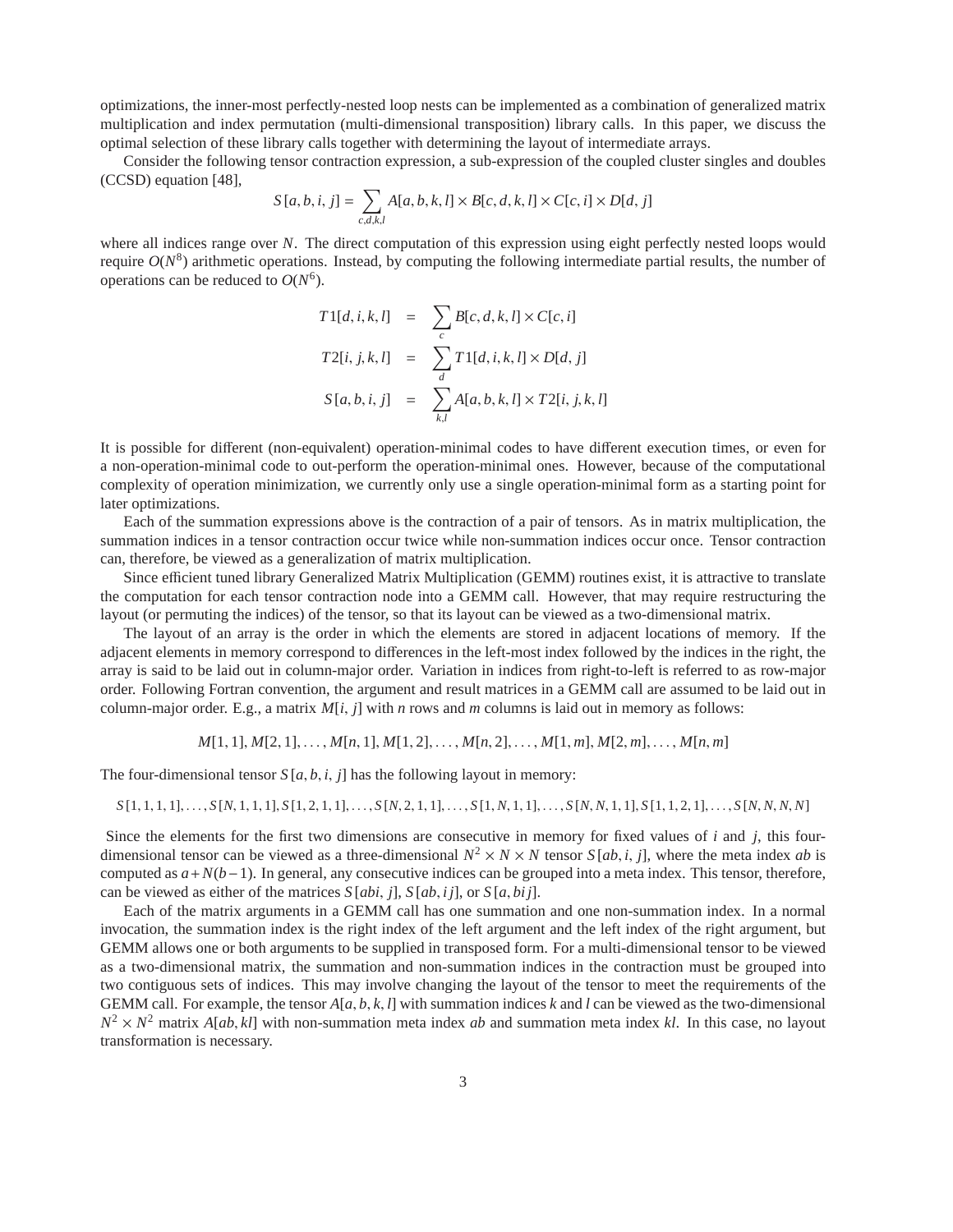optimizations, the inner-most perfectly-nested loop nests can be implemented as a combination of generalized matrix multiplication and index permutation (multi-dimensional transposition) library calls. In this paper, we discuss the optimal selection of these library calls together with determining the layout of intermediate arrays.

Consider the following tensor contraction expression, a sub-expression of the coupled cluster singles and doubles (CCSD) equation [48],

$$S[a,b,i,j] = \sum_{c,d,k,l} A[a,b,k,l] \times B[c,d,k,l] \times C[c,i] \times D[d,j]$$

where all indices range over $N$. The direct computation of this expression using eight perfectly nested loops would require $O(N^8)$ arithmetic operations. Instead, by computing the following intermediate partial results, the number of operations can be reduced to $O(N^6)$.

$$\begin{aligned}
T1[d,i,k,l] &= \sum_{c} B[c,d,k,l] \times C[c,i] \\
T2[i,j,k,l] &= \sum_{d} T1[d,i,k,l] \times D[d,j] \\
S[a,b,i,j] &= \sum_{k,l} A[a,b,k,l] \times T2[i,j,k,l]
\end{aligned}$$

It is possible for different (non-equivalent) operation-minimal codes to have different execution times, or even for a non-operation-minimal code to out-perform the operation-minimal ones. However, because of the computational complexity of operation minimization, we currently only use a single operation-minimal form as a starting point for later optimizations.

Each of the summation expressions above is the contraction of a pair of tensors. As in matrix multiplication, the summation indices in a tensor contraction occur twice while non-summation indices occur once. Tensor contraction can, therefore, be viewed as a generalization of matrix multiplication.

Since efficient tuned library Generalized Matrix Multiplication (GEMM) routines exist, it is attractive to translate the computation for each tensor contraction node into a GEMM call. However, that may require restructuring the layout (or permuting the indices) of the tensor, so that its layout can be viewed as a two-dimensional matrix.

The layout of an array is the order in which the elements are stored in adjacent locations of memory. If the adjacent elements in memory correspond to differences in the left-most index followed by the indices in the right, the array is said to be laid out in column-major order. Variation in indices from right-to-left is referred to as row-major order. Following Fortran convention, the argument and result matrices in a GEMM call are assumed to be laid out in column-major order. E.g., a matrix $M[i,j]$ with $n$ rows and $m$ columns is laid out in memory as follows:

$$M[1,1], M[2,1], \ldots, M[n,1], M[1,2], \ldots, M[n,2], \ldots, M[1,m], M[2,m], \ldots, M[n,m]$$

The four-dimensional tensor $S[a,b,i,j]$ has the following layout in memory:

$$S[1,1,1,1], \ldots, S[N,1,1,1], S[1,2,1,1], \ldots, S[N,2,1,1], \ldots, S[1,N,1,1], \ldots, S[N,N,1,1], S[1,1,2,1], \ldots, S[N,N,N,N]$$

Since the elements for the first two dimensions are consecutive in memory for fixed values of $i$ and $j$, this four-dimensional tensor can be viewed as a three-dimensional $N^2 \times N \times N$ tensor $S[ab,i,j]$, where the meta index $ab$ is computed as $a + N(b-1)$. In general, any consecutive indices can be grouped into a meta index. This tensor, therefore, can be viewed as either of the matrices $S[abi,j]$, $S[ab,ij]$, or $S[a,bij]$.

Each of the matrix arguments in a GEMM call has one summation and one non-summation index. In a normal invocation, the summation index is the right index of the left argument and the left index of the right argument, but GEMM allows one or both arguments to be supplied in transposed form. For a multi-dimensional tensor to be viewed as a two-dimensional matrix, the summation and non-summation indices in the contraction must be grouped into two contiguous sets of indices. This may involve changing the layout of the tensor to meet the requirements of the GEMM call. For example, the tensor $A[a,b,k,l]$ with summation indices $k$ and $l$ can be viewed as the two-dimensional $N^2 \times N^2$ matrix $A[ab,kl]$ with non-summation meta index $ab$ and summation meta index $kl$. In this case, no layout transformation is necessary.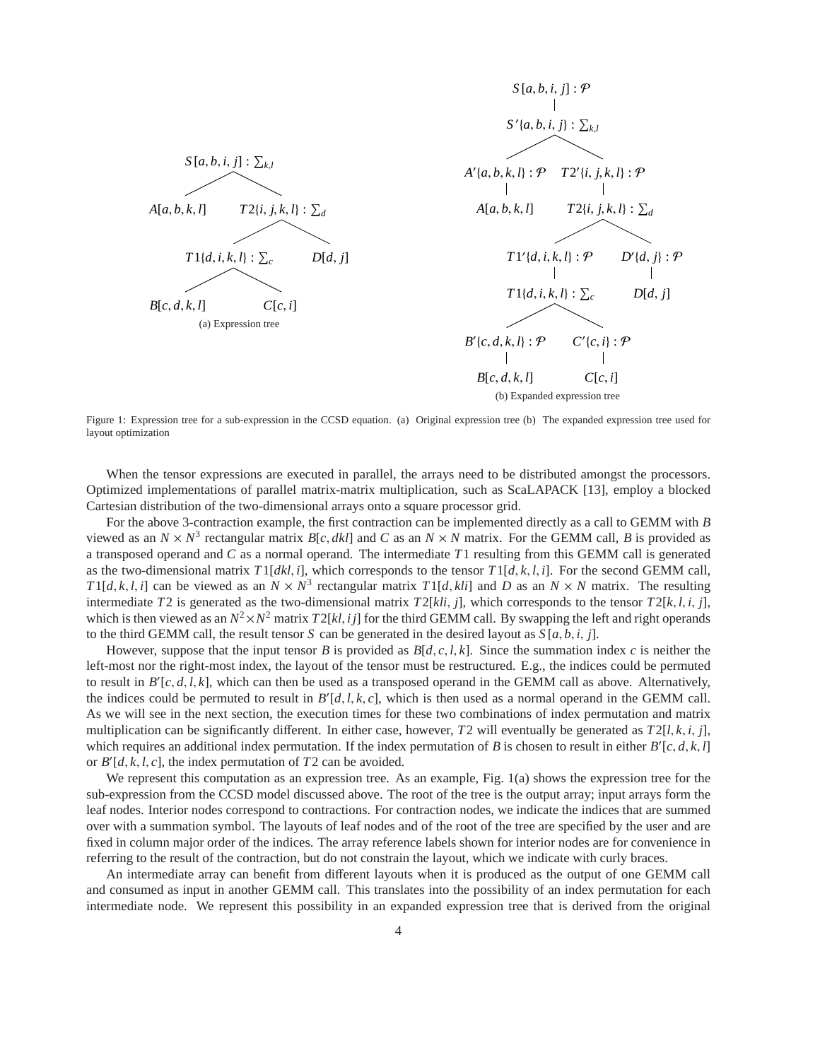$S[a,b,i,j] : \sum_{k,l}$

$A[a,b,k,l]$ $T2\{i,j,k,l\} : \sum_d$

$T1\{d,i,k,l\} : \sum_c$ $D[d,j]$

$B[c,d,k,l]$ $C[c,i]$

(a) Expression tree

$S[a,b,i,j] : \mathcal{P}$

$S'\{a,b,i,j\} : \sum_{k,l}$

$A'\{a,b,k,l\} : \mathcal{P}$ $T2'\{i,j,k,l\} : \mathcal{P}$

$A[a,b,k,l]$ $T2\{i,j,k,l\} : \sum_d$

$T1'\{d,i,k,l\} : \mathcal{P}$ $D'\{d,j\} : \mathcal{P}$

$T1\{d,i,k,l\} : \sum_c$ $D[d,j]$

$B'\{c,d,k,l\} : \mathcal{P}$ $C'\{c,i\} : \mathcal{P}$

$B[c,d,k,l]$ $C[c,i]$

(b) Expanded expression tree

Figure 1: Expression tree for a sub-expression in the CCSD equation. (a) Original expression tree (b) The expanded expression tree used for layout optimization

When the tensor expressions are executed in parallel, the arrays need to be distributed amongst the processors. Optimized implementations of parallel matrix-matrix multiplication, such as ScaLAPACK [13], employ a blocked Cartesian distribution of the two-dimensional arrays onto a square processor grid.

For the above 3-contraction example, the first contraction can be implemented directly as a call to GEMM with $B$ viewed as an $N \times N^3$ rectangular matrix $B[c,dkl]$ and $C$ as an $N \times N$ matrix. For the GEMM call, $B$ is provided as a transposed operand and $C$ as a normal operand. The intermediate $T1$ resulting from this GEMM call is generated as the two-dimensional matrix $T1[dkl,i]$, which corresponds to the tensor $T1[d,k,l,i]$. For the second GEMM call, $T1[d,k,l,i]$ can be viewed as an $N \times N^3$ rectangular matrix $T1[d,kli]$ and $D$ as an $N \times N$ matrix. The resulting intermediate $T2$ is generated as the two-dimensional matrix $T2[kli,j]$, which corresponds to the tensor $T2[k,l,i,j]$, which is then viewed as an $N^2 \times N^2$ matrix $T2[kl,ij]$ for the third GEMM call. By swapping the left and right operands to the third GEMM call, the result tensor $S$ can be generated in the desired layout as $S[a,b,i,j]$.

However, suppose that the input tensor $B$ is provided as $B[d,c,l,k]$. Since the summation index $c$ is neither the left-most nor the right-most index, the layout of the tensor must be restructured. E.g., the indices could be permuted to result in $B'[c,d,l,k]$, which can then be used as a transposed operand in the GEMM call as above. Alternatively, the indices could be permuted to result in $B'[d,l,k,c]$, which is then used as a normal operand in the GEMM call. As we will see in the next section, the execution times for these two combinations of index permutation and matrix multiplication can be significantly different. In either case, however, $T2$ will eventually be generated as $T2[l,k,i,j]$, which requires an additional index permutation. If the index permutation of $B$ is chosen to result in either $B'[c,d,k,l]$ or $B'[d,k,l,c]$, the index permutation of $T2$ can be avoided.

We represent this computation as an expression tree. As an example, Fig. 1(a) shows the expression tree for the sub-expression from the CCSD model discussed above. The root of the tree is the output array; input arrays form the leaf nodes. Interior nodes correspond to contractions. For contraction nodes, we indicate the indices that are summed over with a summation symbol. The layouts of leaf nodes and of the root of the tree are specified by the user and are fixed in column major order of the indices. The array reference labels shown for interior nodes are for convenience in referring to the result of the contraction, but do not constrain the layout, which we indicate with curly braces.

An intermediate array can benefit from different layouts when it is produced as the output of one GEMM call and consumed as input in another GEMM call. This translates into the possibility of an index permutation for each intermediate node. We represent this possibility in an expanded expression tree that is derived from the original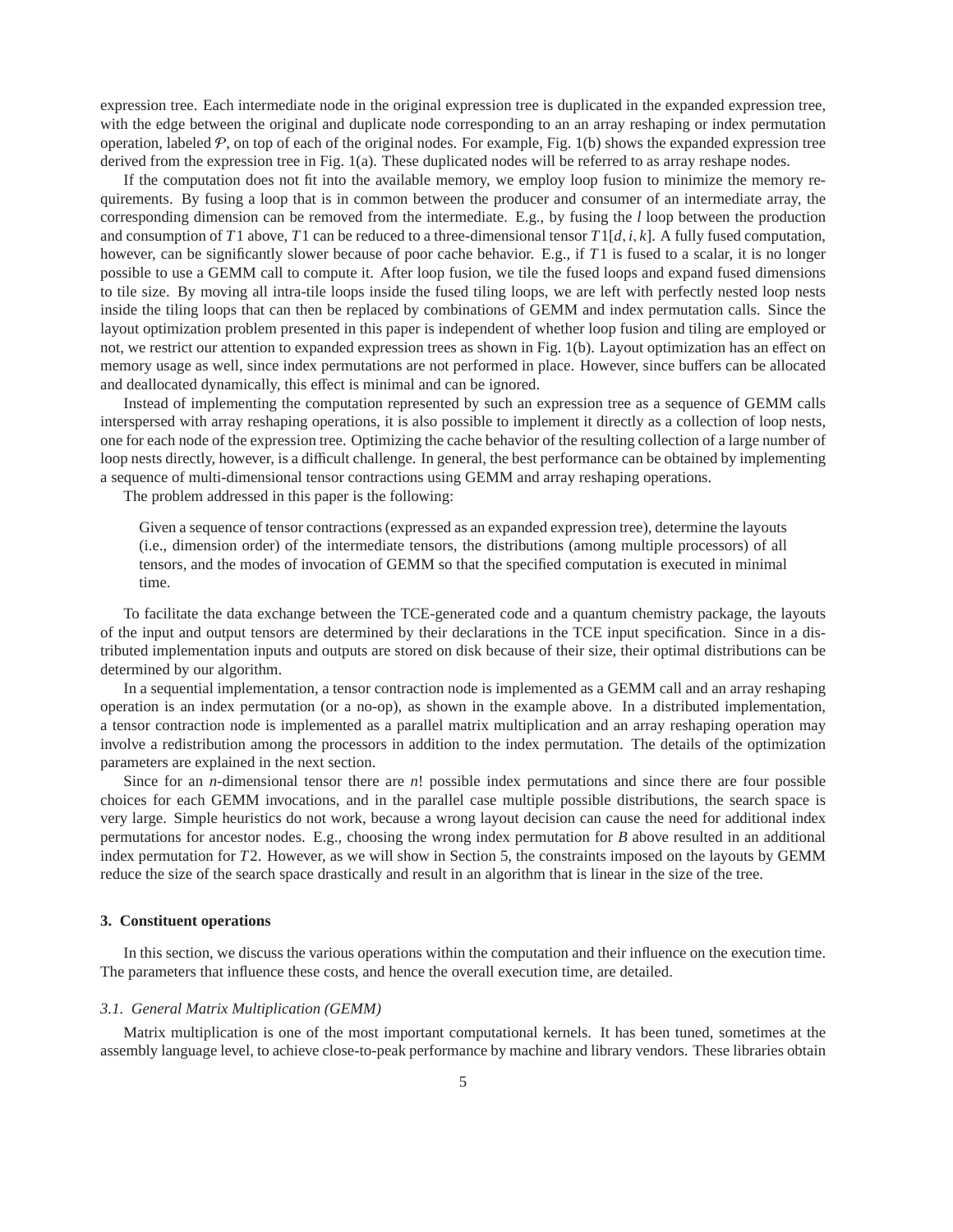expression tree. Each intermediate node in the original expression tree is duplicated in the expanded expression tree, with the edge between the original and duplicate node corresponding to an an array reshaping or index permutation operation, labeled $\mathcal{P}$, on top of each of the original nodes. For example, Fig. 1(b) shows the expanded expression tree derived from the expression tree in Fig. 1(a). These duplicated nodes will be referred to as array reshape nodes.

If the computation does not fit into the available memory, we employ loop fusion to minimize the memory requirements. By fusing a loop that is in common between the producer and consumer of an intermediate array, the corresponding dimension can be removed from the intermediate. E.g., by fusing the $l$ loop between the production and consumption of $T1$ above, $T1$ can be reduced to a three-dimensional tensor $T1[d, i, k]$. A fully fused computation, however, can be significantly slower because of poor cache behavior. E.g., if $T1$ is fused to a scalar, it is no longer possible to use a GEMM call to compute it. After loop fusion, we tile the fused loops and expand fused dimensions to tile size. By moving all intra-tile loops inside the fused tiling loops, we are left with perfectly nested loop nests inside the tiling loops that can then be replaced by combinations of GEMM and index permutation calls. Since the layout optimization problem presented in this paper is independent of whether loop fusion and tiling are employed or not, we restrict our attention to expanded expression trees as shown in Fig. 1(b). Layout optimization has an effect on memory usage as well, since index permutations are not performed in place. However, since buffers can be allocated and deallocated dynamically, this effect is minimal and can be ignored.

Instead of implementing the computation represented by such an expression tree as a sequence of GEMM calls interspersed with array reshaping operations, it is also possible to implement it directly as a collection of loop nests, one for each node of the expression tree. Optimizing the cache behavior of the resulting collection of a large number of loop nests directly, however, is a difficult challenge. In general, the best performance can be obtained by implementing a sequence of multi-dimensional tensor contractions using GEMM and array reshaping operations.

The problem addressed in this paper is the following:

> Given a sequence of tensor contractions (expressed as an expanded expression tree), determine the layouts (i.e., dimension order) of the intermediate tensors, the distributions (among multiple processors) of all tensors, and the modes of invocation of GEMM so that the specified computation is executed in minimal time.

To facilitate the data exchange between the TCE-generated code and a quantum chemistry package, the layouts of the input and output tensors are determined by their declarations in the TCE input specification. Since in a distributed implementation inputs and outputs are stored on disk because of their size, their optimal distributions can be determined by our algorithm.

In a sequential implementation, a tensor contraction node is implemented as a GEMM call and an array reshaping operation is an index permutation (or a no-op), as shown in the example above. In a distributed implementation, a tensor contraction node is implemented as a parallel matrix multiplication and an array reshaping operation may involve a redistribution among the processors in addition to the index permutation. The details of the optimization parameters are explained in the next section.

Since for an $n$-dimensional tensor there are $n!$ possible index permutations and since there are four possible choices for each GEMM invocations, and in the parallel case multiple possible distributions, the search space is very large. Simple heuristics do not work, because a wrong layout decision can cause the need for additional index permutations for ancestor nodes. E.g., choosing the wrong index permutation for $B$ above resulted in an additional index permutation for $T2$. However, as we will show in Section 5, the constraints imposed on the layouts by GEMM reduce the size of the search space drastically and result in an algorithm that is linear in the size of the tree.

## 3. Constituent operations

In this section, we discuss the various operations within the computation and their influence on the execution time. The parameters that influence these costs, and hence the overall execution time, are detailed.

### 3.1. General Matrix Multiplication (GEMM)

Matrix multiplication is one of the most important computational kernels. It has been tuned, sometimes at the assembly language level, to achieve close-to-peak performance by machine and library vendors. These libraries obtain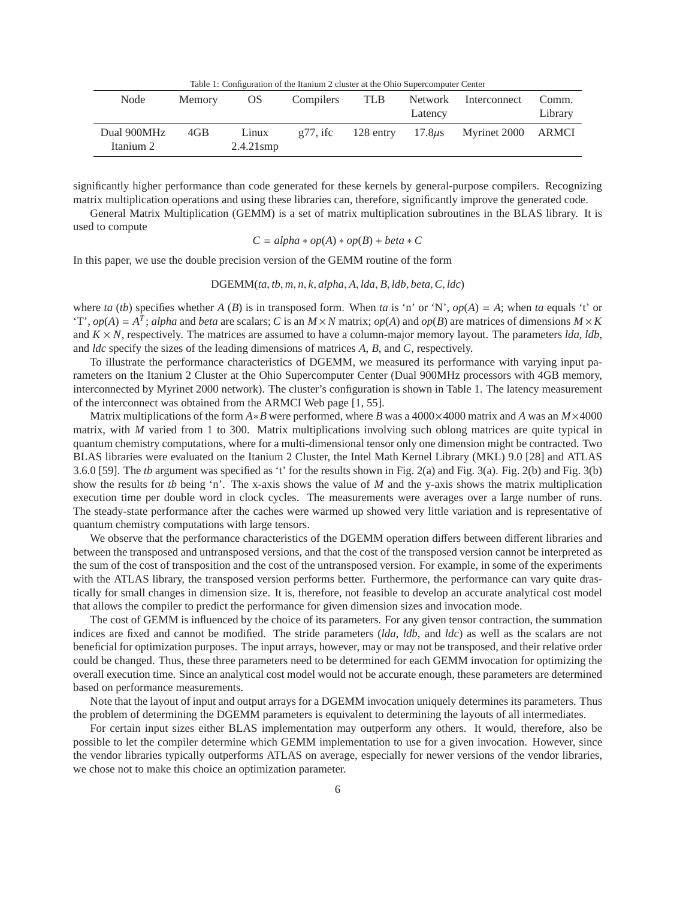Table 1: Configuration of the Itanium 2 cluster at the Ohio Supercomputer Center

| Node | Memory | OS | Compilers | TLB | Network Latency | Interconnect | Comm. Library |
|---|---|---|---|---|---|---|---|
| Dual 900MHz Itanium 2 | 4GB | Linux 2.4.21smp | g77, ifc | 128 entry | 17.8$\mu$s | Myrinet 2000 | ARMCI |

significantly higher performance than code generated for these kernels by general-purpose compilers. Recognizing matrix multiplication operations and using these libraries can, therefore, significantly improve the generated code.

General Matrix Multiplication (GEMM) is a set of matrix multiplication subroutines in the BLAS library. It is used to compute

$$C = alpha * op(A) * op(B) + beta * C$$

In this paper, we use the double precision version of the GEMM routine of the form

$$\text{DGEMM}(ta, tb, m, n, k, alpha, A, lda, B, ldb, beta, C, ldc)$$

where *ta* (*tb*) specifies whether $A$ ($B$) is in transposed form. When *ta* is 'n' or 'N', $op(A) = A$; when *ta* equals 't' or 'T', $op(A) = A^T$; *alpha* and *beta* are scalars; $C$ is an $M \times N$ matrix; $op(A)$ and $op(B)$ are matrices of dimensions $M \times K$ and $K \times N$, respectively. The matrices are assumed to have a column-major memory layout. The parameters *lda*, *ldb*, and *ldc* specify the sizes of the leading dimensions of matrices $A$, $B$, and $C$, respectively.

To illustrate the performance characteristics of DGEMM, we measured its performance with varying input parameters on the Itanium 2 Cluster at the Ohio Supercomputer Center (Dual 900MHz processors with 4GB memory, interconnected by Myrinet 2000 network). The cluster's configuration is shown in Table 1. The latency measurement of the interconnect was obtained from the ARMCI Web page [1, 55].

Matrix multiplications of the form $A*B$ were performed, where $B$ was a $4000 \times 4000$ matrix and $A$ was an $M \times 4000$ matrix, with $M$ varied from 1 to 300. Matrix multiplications involving such oblong matrices are quite typical in quantum chemistry computations, where for a multi-dimensional tensor only one dimension might be contracted. Two BLAS libraries were evaluated on the Itanium 2 Cluster, the Intel Math Kernel Library (MKL) 9.0 [28] and ATLAS 3.6.0 [59]. The *tb* argument was specified as 't' for the results shown in Fig. 2(a) and Fig. 3(a). Fig. 2(b) and Fig. 3(b) show the results for *tb* being 'n'. The x-axis shows the value of $M$ and the y-axis shows the matrix multiplication execution time per double word in clock cycles. The measurements were averages over a large number of runs. The steady-state performance after the caches were warmed up showed very little variation and is representative of quantum chemistry computations with large tensors.

We observe that the performance characteristics of the DGEMM operation differs between different libraries and between the transposed and untransposed versions, and that the cost of the transposed version cannot be interpreted as the sum of the cost of transposition and the cost of the untransposed version. For example, in some of the experiments with the ATLAS library, the transposed version performs better. Furthermore, the performance can vary quite drastically for small changes in dimension size. It is, therefore, not feasible to develop an accurate analytical cost model that allows the compiler to predict the performance for given dimension sizes and invocation mode.

The cost of GEMM is influenced by the choice of its parameters. For any given tensor contraction, the summation indices are fixed and cannot be modified. The stride parameters (*lda*, *ldb*, and *ldc*) as well as the scalars are not beneficial for optimization purposes. The input arrays, however, may or may not be transposed, and their relative order could be changed. Thus, these three parameters need to be determined for each GEMM invocation for optimizing the overall execution time. Since an analytical cost model would not be accurate enough, these parameters are determined based on performance measurements.

Note that the layout of input and output arrays for a DGEMM invocation uniquely determines its parameters. Thus the problem of determining the DGEMM parameters is equivalent to determining the layouts of all intermediates.

For certain input sizes either BLAS implementation may outperform any others. It would, therefore, also be possible to let the compiler determine which GEMM implementation to use for a given invocation. However, since the vendor libraries typically outperforms ATLAS on average, especially for newer versions of the vendor libraries, we chose not to make this choice an optimization parameter.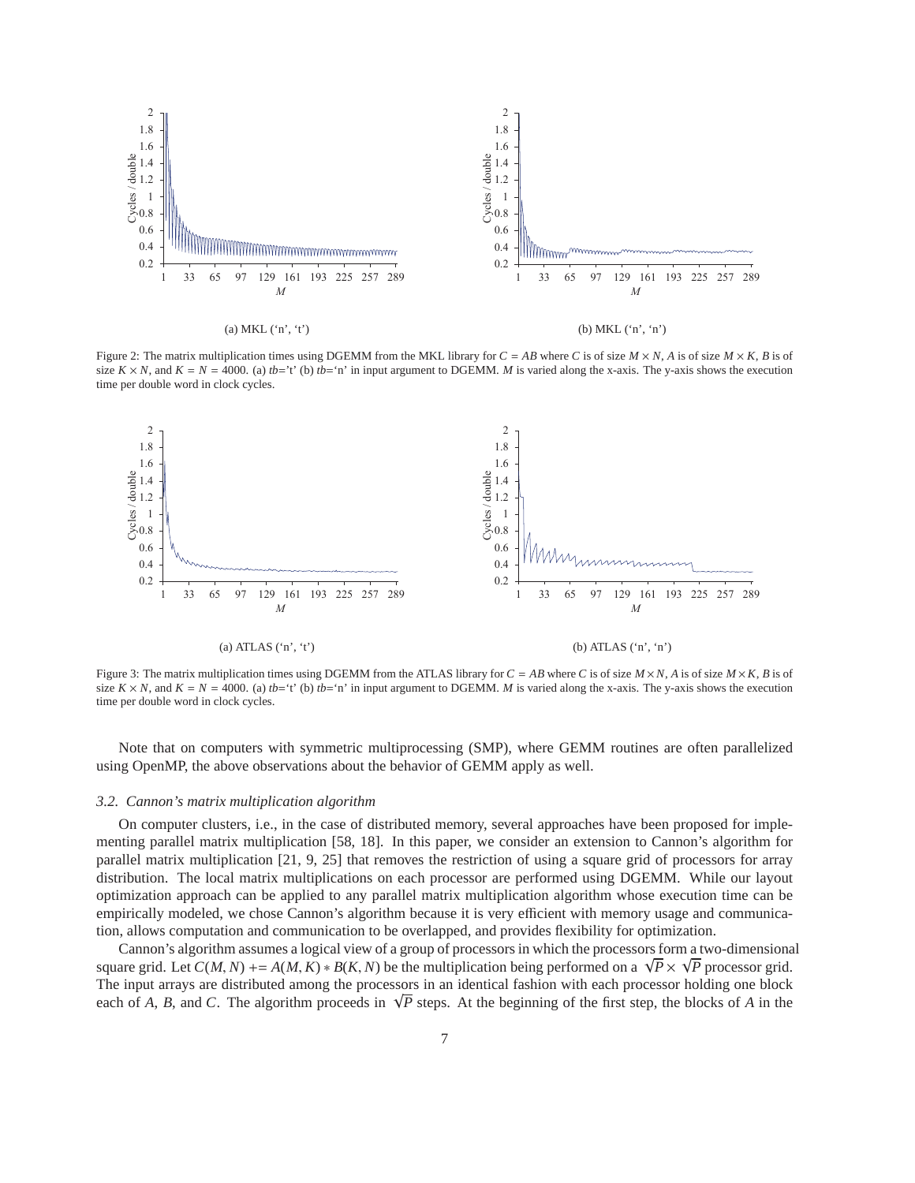(a) MKL ('n', 't')

(b) MKL ('n', 'n')

Figure 2: The matrix multiplication times using DGEMM from the MKL library for $C = AB$ where $C$ is of size $M \times N$, $A$ is of size $M \times K$, $B$ is of size $K \times N$, and $K = N = 4000$. (a) *tb*='t' (b) *tb*='n' in input argument to DGEMM. $M$ is varied along the x-axis. The y-axis shows the execution time per double word in clock cycles.

(a) ATLAS ('n', 't')

(b) ATLAS ('n', 'n')

Figure 3: The matrix multiplication times using DGEMM from the ATLAS library for $C = AB$ where $C$ is of size $M \times N$, $A$ is of size $M \times K$, $B$ is of size $K \times N$, and $K = N = 4000$. (a) *tb*='t' (b) *tb*='n' in input argument to DGEMM. $M$ is varied along the x-axis. The y-axis shows the execution time per double word in clock cycles.

Note that on computers with symmetric multiprocessing (SMP), where GEMM routines are often parallelized using OpenMP, the above observations about the behavior of GEMM apply as well.

### *3.2. Cannon's matrix multiplication algorithm*

On computer clusters, i.e., in the case of distributed memory, several approaches have been proposed for implementing parallel matrix multiplication [58, 18]. In this paper, we consider an extension to Cannon's algorithm for parallel matrix multiplication [21, 9, 25] that removes the restriction of using a square grid of processors for array distribution. The local matrix multiplications on each processor are performed using DGEMM. While our layout optimization approach can be applied to any parallel matrix multiplication algorithm whose execution time can be empirically modeled, we chose Cannon's algorithm because it is very efficient with memory usage and communication, allows computation and communication to be overlapped, and provides flexibility for optimization.

Cannon's algorithm assumes a logical view of a group of processors in which the processors form a two-dimensional square grid. Let $C(M, N) \mathrel{+}= A(M, K) * B(K, N)$ be the multiplication being performed on a $\sqrt{P} \times \sqrt{P}$ processor grid. The input arrays are distributed among the processors in an identical fashion with each processor holding one block each of $A$, $B$, and $C$. The algorithm proceeds in $\sqrt{P}$ steps. At the beginning of the first step, the blocks of $A$ in the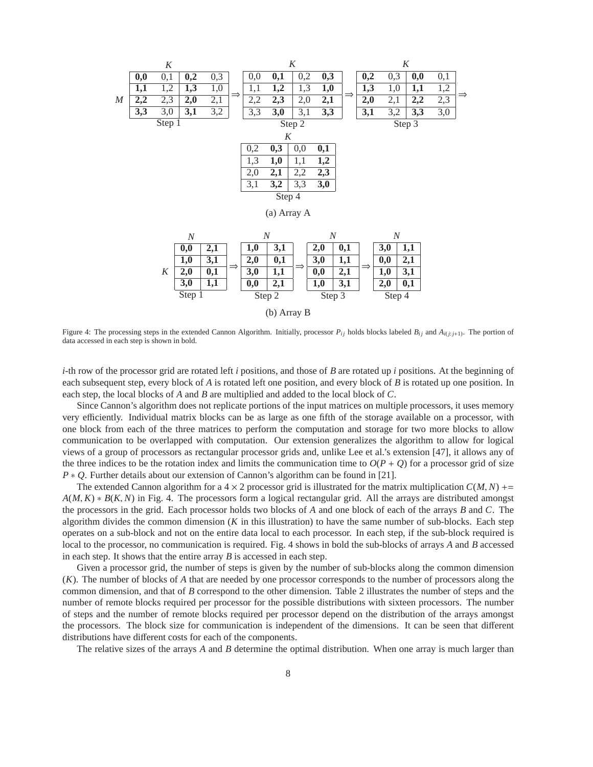(a) Array A

**Step 1** (rows $M$, columns $K$)

| | | | |
|---|---|---|---|
| **0,0** | 0,1 | **0,2** | 0,3 |
| **1,1** | 1,2 | **1,3** | 1,0 |
| **2,2** | 2,3 | **2,0** | 2,1 |
| **3,3** | 3,0 | **3,1** | 3,2 |

⇒ **Step 2**

| | | | |
|---|---|---|---|
| 0,0 | **0,1** | 0,2 | **0,3** |
| 1,1 | **1,2** | 1,3 | **1,0** |
| 2,2 | **2,3** | 2,0 | **2,1** |
| 3,3 | **3,0** | 3,1 | **3,3** |

⇒ **Step 3**

| | | | |
|---|---|---|---|
| **0,2** | 0,3 | **0,0** | 0,1 |
| **1,3** | 1,0 | **1,1** | 1,2 |
| **2,0** | 2,1 | **2,2** | 2,3 |
| **3,1** | 3,2 | **3,3** | 3,0 |

⇒ **Step 4**

| | | | |
|---|---|---|---|
| 0,2 | **0,3** | 0,0 | **0,1** |
| 1,3 | **1,0** | 1,1 | **1,2** |
| 2,0 | **2,1** | 2,2 | **2,3** |
| 3,1 | **3,2** | 3,3 | **3,0** |

(b) Array B

**Step 1** (rows $K$, columns $N$)

| | |
|---|---|
| **0,0** | **2,1** |
| **1,0** | **3,1** |
| **2,0** | **0,1** |
| **3,0** | **1,1** |

⇒ **Step 2**

| | |
|---|---|
| **1,0** | **3,1** |
| **2,0** | **0,1** |
| **3,0** | **1,1** |
| **0,0** | **2,1** |

⇒ **Step 3**

| | |
|---|---|
| **2,0** | **0,1** |
| **3,0** | **1,1** |
| **0,0** | **2,1** |
| **1,0** | **3,1** |

⇒ **Step 4**

| | |
|---|---|
| **3,0** | **1,1** |
| **0,0** | **2,1** |
| **1,0** | **3,1** |
| **2,0** | **0,1** |

Figure 4: The processing steps in the extended Cannon Algorithm. Initially, processor $P_{ij}$ holds blocks labeled $B_{ij}$ and $A_{i(j:j+1)}$. The portion of data accessed in each step is shown in bold.

*i*-th row of the processor grid are rotated left *i* positions, and those of *B* are rotated up *i* positions. At the beginning of each subsequent step, every block of *A* is rotated left one position, and every block of *B* is rotated up one position. In each step, the local blocks of *A* and *B* are multiplied and added to the local block of *C*.

Since Cannon's algorithm does not replicate portions of the input matrices on multiple processors, it uses memory very efficiently. Individual matrix blocks can be as large as one fifth of the storage available on a processor, with one block from each of the three matrices to perform the computation and storage for two more blocks to allow communication to be overlapped with computation. Our extension generalizes the algorithm to allow for logical views of a group of processors as rectangular processor grids and, unlike Lee et al.'s extension [47], it allows any of the three indices to be the rotation index and limits the communication time to $O(P + Q)$ for a processor grid of size $P * Q$. Further details about our extension of Cannon's algorithm can be found in [21].

The extended Cannon algorithm for a $4 \times 2$ processor grid is illustrated for the matrix multiplication $C(M, N) += A(M, K) * B(K, N)$ in Fig. 4. The processors form a logical rectangular grid. All the arrays are distributed amongst the processors in the grid. Each processor holds two blocks of *A* and one block of each of the arrays *B* and *C*. The algorithm divides the common dimension (*K* in this illustration) to have the same number of sub-blocks. Each step operates on a sub-block and not on the entire data local to each processor. In each step, if the sub-block required is local to the processor, no communication is required. Fig. 4 shows in bold the sub-blocks of arrays *A* and *B* accessed in each step. It shows that the entire array *B* is accessed in each step.

Given a processor grid, the number of steps is given by the number of sub-blocks along the common dimension (*K*). The number of blocks of *A* that are needed by one processor corresponds to the number of processors along the common dimension, and that of *B* correspond to the other dimension. Table 2 illustrates the number of steps and the number of remote blocks required per processor for the possible distributions with sixteen processors. The number of steps and the number of remote blocks required per processor depend on the distribution of the arrays amongst the processors. The block size for communication is independent of the dimensions. It can be seen that different distributions have different costs for each of the components.

The relative sizes of the arrays *A* and *B* determine the optimal distribution. When one array is much larger than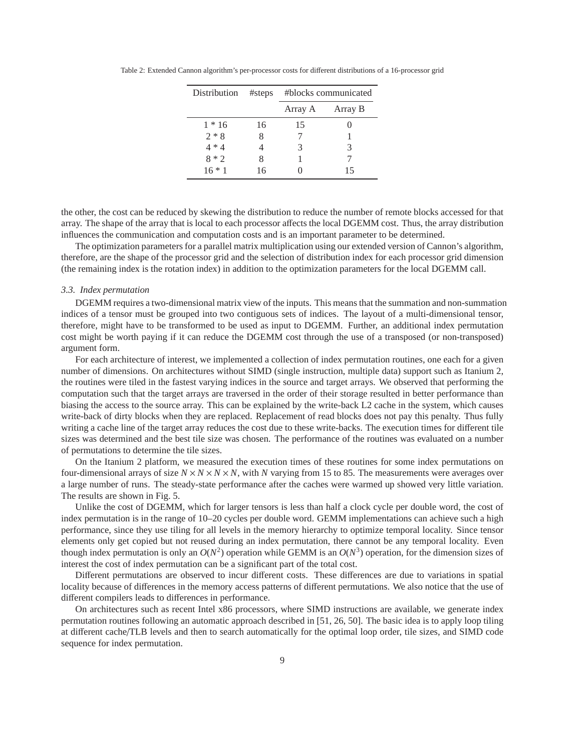Table 2: Extended Cannon algorithm's per-processor costs for different distributions of a 16-processor grid

| Distribution | #steps | #blocks communicated | |
|---|---|---|---|
| | | Array A | Array B |
| 1 * 16 | 16 | 15 | 0 |
| 2 * 8 | 8 | 7 | 1 |
| 4 * 4 | 4 | 3 | 3 |
| 8 * 2 | 8 | 1 | 7 |
| 16 * 1 | 16 | 0 | 15 |

the other, the cost can be reduced by skewing the distribution to reduce the number of remote blocks accessed for that array. The shape of the array that is local to each processor affects the local DGEMM cost. Thus, the array distribution influences the communication and computation costs and is an important parameter to be determined.

The optimization parameters for a parallel matrix multiplication using our extended version of Cannon's algorithm, therefore, are the shape of the processor grid and the selection of distribution index for each processor grid dimension (the remaining index is the rotation index) in addition to the optimization parameters for the local DGEMM call.

### 3.3. Index permutation

DGEMM requires a two-dimensional matrix view of the inputs. This means that the summation and non-summation indices of a tensor must be grouped into two contiguous sets of indices. The layout of a multi-dimensional tensor, therefore, might have to be transformed to be used as input to DGEMM. Further, an additional index permutation cost might be worth paying if it can reduce the DGEMM cost through the use of a transposed (or non-transposed) argument form.

For each architecture of interest, we implemented a collection of index permutation routines, one each for a given number of dimensions. On architectures without SIMD (single instruction, multiple data) support such as Itanium 2, the routines were tiled in the fastest varying indices in the source and target arrays. We observed that performing the computation such that the target arrays are traversed in the order of their storage resulted in better performance than biasing the access to the source array. This can be explained by the write-back L2 cache in the system, which causes write-back of dirty blocks when they are replaced. Replacement of read blocks does not pay this penalty. Thus fully writing a cache line of the target array reduces the cost due to these write-backs. The execution times for different tile sizes was determined and the best tile size was chosen. The performance of the routines was evaluated on a number of permutations to determine the tile sizes.

On the Itanium 2 platform, we measured the execution times of these routines for some index permutations on four-dimensional arrays of size $N \times N \times N \times N$, with $N$ varying from 15 to 85. The measurements were averages over a large number of runs. The steady-state performance after the caches were warmed up showed very little variation. The results are shown in Fig. 5.

Unlike the cost of DGEMM, which for larger tensors is less than half a clock cycle per double word, the cost of index permutation is in the range of 10–20 cycles per double word. GEMM implementations can achieve such a high performance, since they use tiling for all levels in the memory hierarchy to optimize temporal locality. Since tensor elements only get copied but not reused during an index permutation, there cannot be any temporal locality. Even though index permutation is only an $O(N^2)$ operation while GEMM is an $O(N^3)$ operation, for the dimension sizes of interest the cost of index permutation can be a significant part of the total cost.

Different permutations are observed to incur different costs. These differences are due to variations in spatial locality because of differences in the memory access patterns of different permutations. We also notice that the use of different compilers leads to differences in performance.

On architectures such as recent Intel x86 processors, where SIMD instructions are available, we generate index permutation routines following an automatic approach described in [51, 26, 50]. The basic idea is to apply loop tiling at different cache/TLB levels and then to search automatically for the optimal loop order, tile sizes, and SIMD code sequence for index permutation.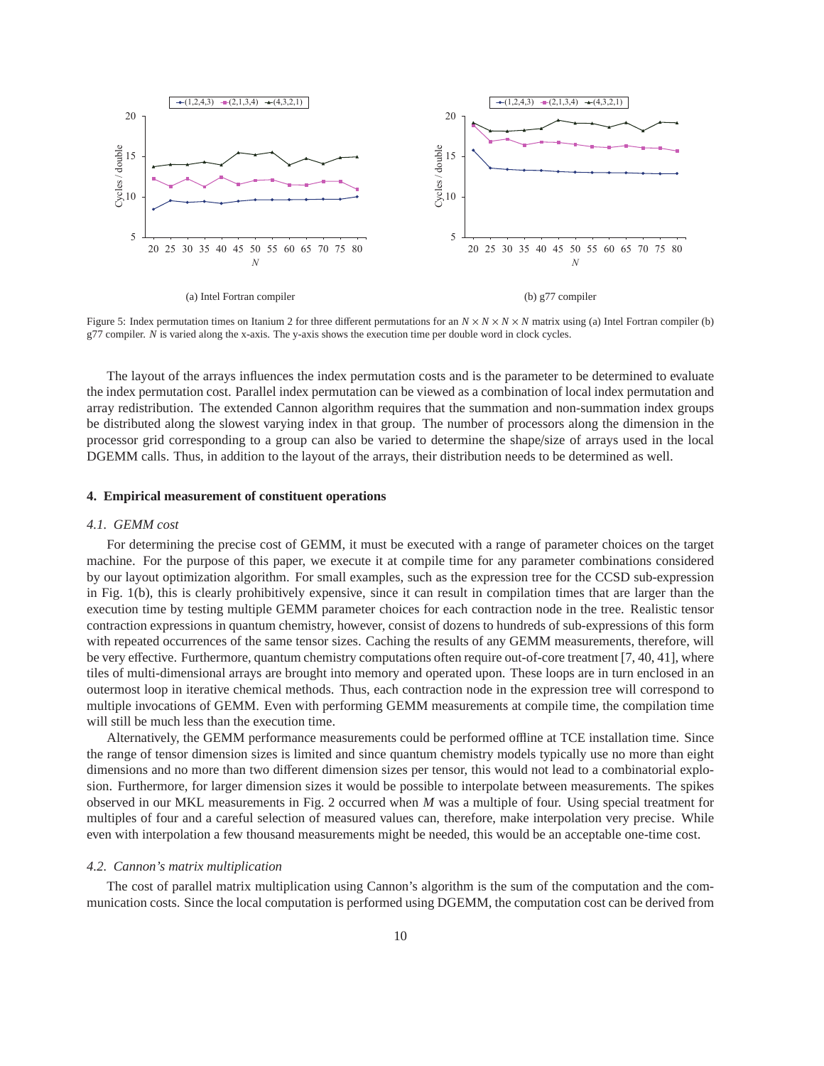(1,2,4,3) (2,1,3,4) (4,3,2,1)

Cycles / double

20
15
10
5

20 25 30 35 40 45 50 55 60 65 70 75 80

*N*

(a) Intel Fortran compiler

(1,2,4,3) (2,1,3,4) (4,3,2,1)

Cycles / double

20
15
10
5

20 25 30 35 40 45 50 55 60 65 70 75 80

*N*

(b) g77 compiler

Figure 5: Index permutation times on Itanium 2 for three different permutations for an $N \times N \times N \times N$ matrix using (a) Intel Fortran compiler (b) g77 compiler. $N$ is varied along the x-axis. The y-axis shows the execution time per double word in clock cycles.

The layout of the arrays influences the index permutation costs and is the parameter to be determined to evaluate the index permutation cost. Parallel index permutation can be viewed as a combination of local index permutation and array redistribution. The extended Cannon algorithm requires that the summation and non-summation index groups be distributed along the slowest varying index in that group. The number of processors along the dimension in the processor grid corresponding to a group can also be varied to determine the shape/size of arrays used in the local DGEMM calls. Thus, in addition to the layout of the arrays, their distribution needs to be determined as well.

## 4. Empirical measurement of constituent operations

### 4.1. GEMM cost

For determining the precise cost of GEMM, it must be executed with a range of parameter choices on the target machine. For the purpose of this paper, we execute it at compile time for any parameter combinations considered by our layout optimization algorithm. For small examples, such as the expression tree for the CCSD sub-expression in Fig. 1(b), this is clearly prohibitively expensive, since it can result in compilation times that are larger than the execution time by testing multiple GEMM parameter choices for each contraction node in the tree. Realistic tensor contraction expressions in quantum chemistry, however, consist of dozens to hundreds of sub-expressions of this form with repeated occurrences of the same tensor sizes. Caching the results of any GEMM measurements, therefore, will be very effective. Furthermore, quantum chemistry computations often require out-of-core treatment [7, 40, 41], where tiles of multi-dimensional arrays are brought into memory and operated upon. These loops are in turn enclosed in an outermost loop in iterative chemical methods. Thus, each contraction node in the expression tree will correspond to multiple invocations of GEMM. Even with performing GEMM measurements at compile time, the compilation time will still be much less than the execution time.

Alternatively, the GEMM performance measurements could be performed offline at TCE installation time. Since the range of tensor dimension sizes is limited and since quantum chemistry models typically use no more than eight dimensions and no more than two different dimension sizes per tensor, this would not lead to a combinatorial explosion. Furthermore, for larger dimension sizes it would be possible to interpolate between measurements. The spikes observed in our MKL measurements in Fig. 2 occurred when $M$ was a multiple of four. Using special treatment for multiples of four and a careful selection of measured values can, therefore, make interpolation very precise. While even with interpolation a few thousand measurements might be needed, this would be an acceptable one-time cost.

### 4.2. Cannon's matrix multiplication

The cost of parallel matrix multiplication using Cannon's algorithm is the sum of the computation and the communication costs. Since the local computation is performed using DGEMM, the computation cost can be derived from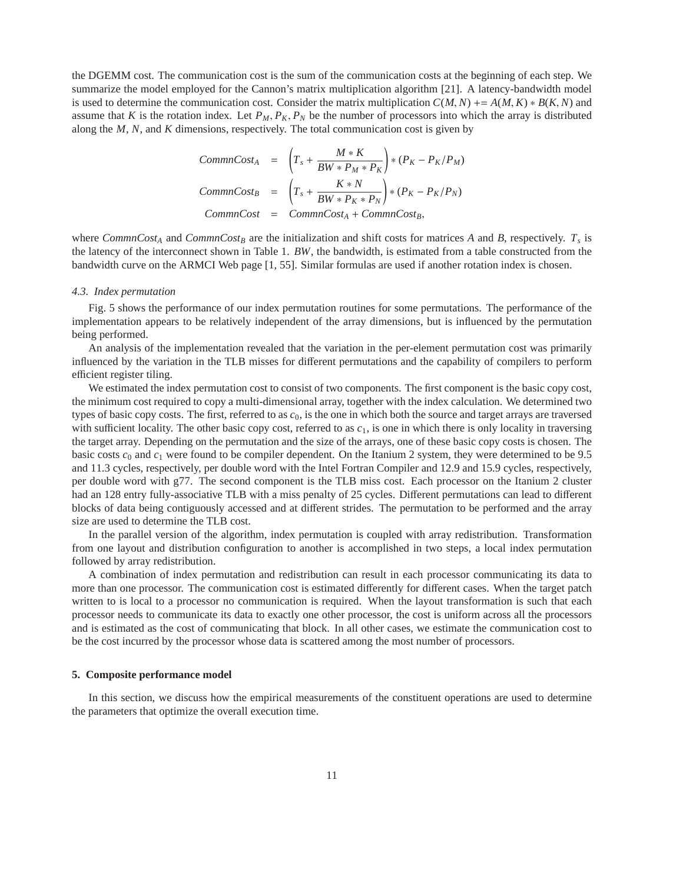the DGEMM cost. The communication cost is the sum of the communication costs at the beginning of each step. We summarize the model employed for the Cannon's matrix multiplication algorithm [21]. A latency-bandwidth model is used to determine the communication cost. Consider the matrix multiplication $C(M,N) += A(M,K) * B(K,N)$ and assume that $K$ is the rotation index. Let $P_M, P_K, P_N$ be the number of processors into which the array is distributed along the $M$, $N$, and $K$ dimensions, respectively. The total communication cost is given by

$$
\begin{aligned}
CommnCost_A &= \left(T_s + \frac{M * K}{BW * P_M * P_K}\right) * (P_K - P_K/P_M) \\
CommnCost_B &= \left(T_s + \frac{K * N}{BW * P_K * P_N}\right) * (P_K - P_K/P_N) \\
CommnCost &= CommnCost_A + CommnCost_B,
\end{aligned}
$$

where $CommnCost_A$ and $CommnCost_B$ are the initialization and shift costs for matrices $A$ and $B$, respectively. $T_s$ is the latency of the interconnect shown in Table 1. $BW$, the bandwidth, is estimated from a table constructed from the bandwidth curve on the ARMCI Web page [1, 55]. Similar formulas are used if another rotation index is chosen.

### 4.3. Index permutation

Fig. 5 shows the performance of our index permutation routines for some permutations. The performance of the implementation appears to be relatively independent of the array dimensions, but is influenced by the permutation being performed.

An analysis of the implementation revealed that the variation in the per-element permutation cost was primarily influenced by the variation in the TLB misses for different permutations and the capability of compilers to perform efficient register tiling.

We estimated the index permutation cost to consist of two components. The first component is the basic copy cost, the minimum cost required to copy a multi-dimensional array, together with the index calculation. We determined two types of basic copy costs. The first, referred to as $c_0$, is the one in which both the source and target arrays are traversed with sufficient locality. The other basic copy cost, referred to as $c_1$, is one in which there is only locality in traversing the target array. Depending on the permutation and the size of the arrays, one of these basic copy costs is chosen. The basic costs $c_0$ and $c_1$ were found to be compiler dependent. On the Itanium 2 system, they were determined to be 9.5 and 11.3 cycles, respectively, per double word with the Intel Fortran Compiler and 12.9 and 15.9 cycles, respectively, per double word with g77. The second component is the TLB miss cost. Each processor on the Itanium 2 cluster had an 128 entry fully-associative TLB with a miss penalty of 25 cycles. Different permutations can lead to different blocks of data being contiguously accessed and at different strides. The permutation to be performed and the array size are used to determine the TLB cost.

In the parallel version of the algorithm, index permutation is coupled with array redistribution. Transformation from one layout and distribution configuration to another is accomplished in two steps, a local index permutation followed by array redistribution.

A combination of index permutation and redistribution can result in each processor communicating its data to more than one processor. The communication cost is estimated differently for different cases. When the target patch written to is local to a processor no communication is required. When the layout transformation is such that each processor needs to communicate its data to exactly one other processor, the cost is uniform across all the processors and is estimated as the cost of communicating that block. In all other cases, we estimate the communication cost to be the cost incurred by the processor whose data is scattered among the most number of processors.

## 5. Composite performance model

In this section, we discuss how the empirical measurements of the constituent operations are used to determine the parameters that optimize the overall execution time.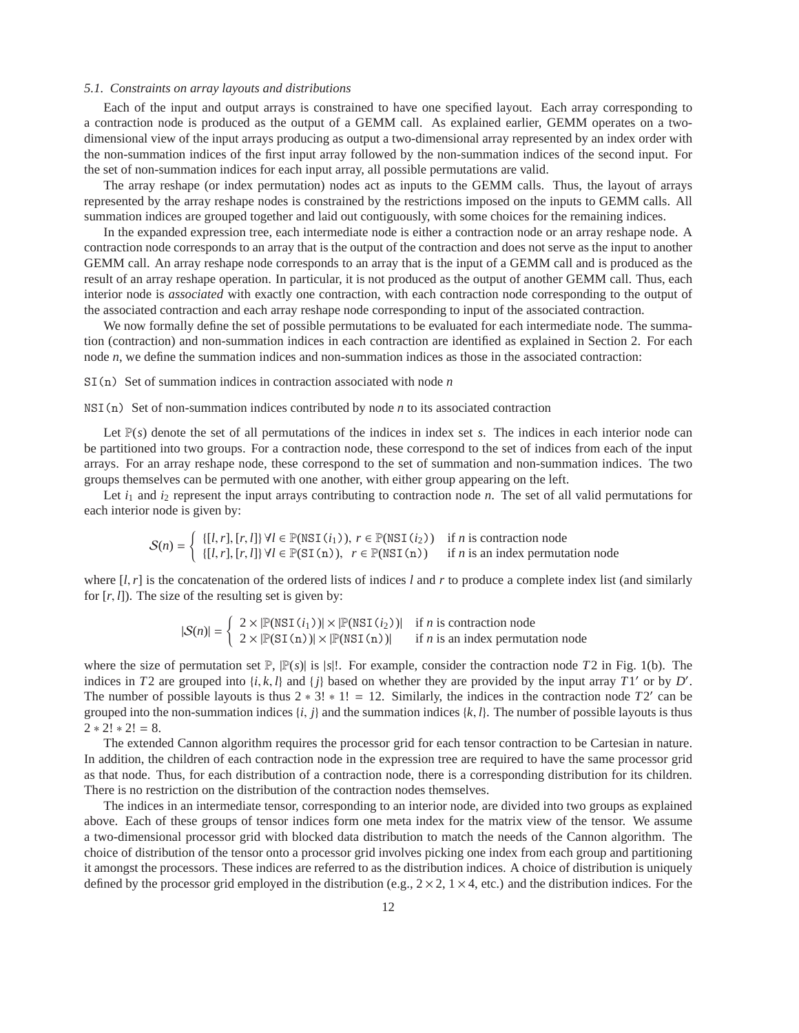### 5.1. Constraints on array layouts and distributions

Each of the input and output arrays is constrained to have one specified layout. Each array corresponding to a contraction node is produced as the output of a GEMM call. As explained earlier, GEMM operates on a two-dimensional view of the input arrays producing as output a two-dimensional array represented by an index order with the non-summation indices of the first input array followed by the non-summation indices of the second input. For the set of non-summation indices for each input array, all possible permutations are valid.

The array reshape (or index permutation) nodes act as inputs to the GEMM calls. Thus, the layout of arrays represented by the array reshape nodes is constrained by the restrictions imposed on the inputs to GEMM calls. All summation indices are grouped together and laid out contiguously, with some choices for the remaining indices.

In the expanded expression tree, each intermediate node is either a contraction node or an array reshape node. A contraction node corresponds to an array that is the output of the contraction and does not serve as the input to another GEMM call. An array reshape node corresponds to an array that is the input of a GEMM call and is produced as the result of an array reshape operation. In particular, it is not produced as the output of another GEMM call. Thus, each interior node is *associated* with exactly one contraction, with each contraction node corresponding to the output of the associated contraction and each array reshape node corresponding to input of the associated contraction.

We now formally define the set of possible permutations to be evaluated for each intermediate node. The summation (contraction) and non-summation indices in each contraction are identified as explained in Section 2. For each node $n$, we define the summation indices and non-summation indices as those in the associated contraction:

`SI(n)` Set of summation indices in contraction associated with node $n$

`NSI(n)` Set of non-summation indices contributed by node $n$ to its associated contraction

Let $\mathbb{P}(s)$ denote the set of all permutations of the indices in index set $s$. The indices in each interior node can be partitioned into two groups. For a contraction node, these correspond to the set of indices from each of the input arrays. For an array reshape node, these correspond to the set of summation and non-summation indices. The two groups themselves can be permuted with one another, with either group appearing on the left.

Let $i_1$ and $i_2$ represent the input arrays contributing to contraction node $n$. The set of all valid permutations for each interior node is given by:

$$\mathcal{S}(n) = \begin{cases} \{[l,r],[r,l]\}\ \forall l \in \mathbb{P}(\mathtt{NSI}(i_1)),\ r \in \mathbb{P}(\mathtt{NSI}(i_2)) & \text{if } n \text{ is contraction node} \\ \{[l,r],[r,l]\}\ \forall l \in \mathbb{P}(\mathtt{SI(n)}),\ \ r \in \mathbb{P}(\mathtt{NSI(n)}) & \text{if } n \text{ is an index permutation node} \end{cases}$$

where $[l,r]$ is the concatenation of the ordered lists of indices $l$ and $r$ to produce a complete index list (and similarly for $[r,l]$). The size of the resulting set is given by:

$$|\mathcal{S}(n)| = \begin{cases} 2 \times |\mathbb{P}(\mathtt{NSI}(i_1))| \times |\mathbb{P}(\mathtt{NSI}(i_2))| & \text{if } n \text{ is contraction node} \\ 2 \times |\mathbb{P}(\mathtt{SI(n)})| \times |\mathbb{P}(\mathtt{NSI(n)})| & \text{if } n \text{ is an index permutation node} \end{cases}$$

where the size of permutation set $\mathbb{P}$, $|\mathbb{P}(s)|$ is $|s|!$. For example, consider the contraction node $T2$ in Fig. 1(b). The indices in $T2$ are grouped into $\{i,k,l\}$ and $\{j\}$ based on whether they are provided by the input array $T1'$ or by $D'$. The number of possible layouts is thus $2 * 3! * 1! = 12$. Similarly, the indices in the contraction node $T2'$ can be grouped into the non-summation indices $\{i, j\}$ and the summation indices $\{k,l\}$. The number of possible layouts is thus $2 * 2! * 2! = 8$.

The extended Cannon algorithm requires the processor grid for each tensor contraction to be Cartesian in nature. In addition, the children of each contraction node in the expression tree are required to have the same processor grid as that node. Thus, for each distribution of a contraction node, there is a corresponding distribution for its children. There is no restriction on the distribution of the contraction nodes themselves.

The indices in an intermediate tensor, corresponding to an interior node, are divided into two groups as explained above. Each of these groups of tensor indices form one meta index for the matrix view of the tensor. We assume a two-dimensional processor grid with blocked data distribution to match the needs of the Cannon algorithm. The choice of distribution of the tensor onto a processor grid involves picking one index from each group and partitioning it amongst the processors. These indices are referred to as the distribution indices. A choice of distribution is uniquely defined by the processor grid employed in the distribution (e.g., $2 \times 2$, $1 \times 4$, etc.) and the distribution indices. For the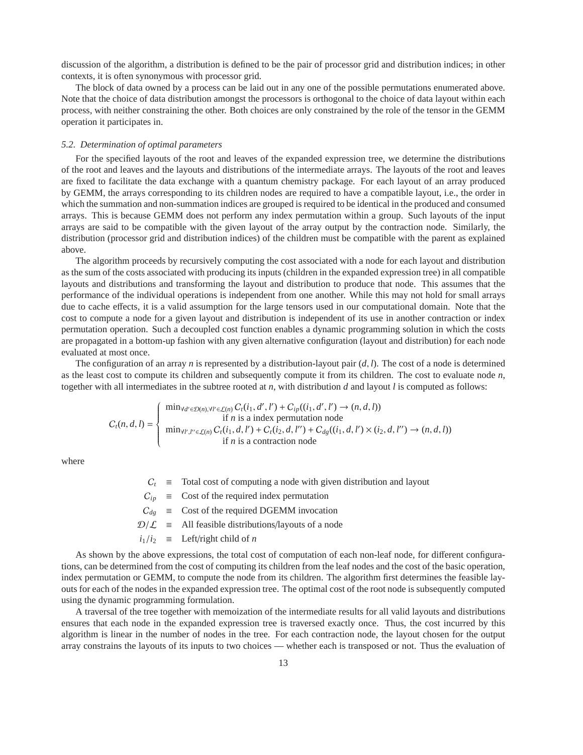discussion of the algorithm, a distribution is defined to be the pair of processor grid and distribution indices; in other contexts, it is often synonymous with processor grid.

The block of data owned by a process can be laid out in any one of the possible permutations enumerated above. Note that the choice of data distribution amongst the processors is orthogonal to the choice of data layout within each process, with neither constraining the other. Both choices are only constrained by the role of the tensor in the GEMM operation it participates in.

### 5.2. Determination of optimal parameters

For the specified layouts of the root and leaves of the expanded expression tree, we determine the distributions of the root and leaves and the layouts and distributions of the intermediate arrays. The layouts of the root and leaves are fixed to facilitate the data exchange with a quantum chemistry package. For each layout of an array produced by GEMM, the arrays corresponding to its children nodes are required to have a compatible layout, i.e., the order in which the summation and non-summation indices are grouped is required to be identical in the produced and consumed arrays. This is because GEMM does not perform any index permutation within a group. Such layouts of the input arrays are said to be compatible with the given layout of the array output by the contraction node. Similarly, the distribution (processor grid and distribution indices) of the children must be compatible with the parent as explained above.

The algorithm proceeds by recursively computing the cost associated with a node for each layout and distribution as the sum of the costs associated with producing its inputs (children in the expanded expression tree) in all compatible layouts and distributions and transforming the layout and distribution to produce that node. This assumes that the performance of the individual operations is independent from one another. While this may not hold for small arrays due to cache effects, it is a valid assumption for the large tensors used in our computational domain. Note that the cost to compute a node for a given layout and distribution is independent of its use in another contraction or index permutation operation. Such a decoupled cost function enables a dynamic programming solution in which the costs are propagated in a bottom-up fashion with any given alternative configuration (layout and distribution) for each node evaluated at most once.

The configuration of an array $n$ is represented by a distribution-layout pair $(d, l)$. The cost of a node is determined as the least cost to compute its children and subsequently compute it from its children. The cost to evaluate node $n$, together with all intermediates in the subtree rooted at $n$, with distribution $d$ and layout $l$ is computed as follows:

$$
C_t(n,d,l) = \begin{cases} \min_{\forall d' \in \mathcal{D}(n), \forall l' \in \mathcal{L}(n)} C_t(i_1, d', l') + C_{ip}((i_1, d', l') \rightarrow (n, d, l)) \\ \qquad\qquad\qquad \text{if } n \text{ is a index permutation node} \\ \min_{\forall l', l'' \in \mathcal{L}(n)} C_t(i_1, d, l') + C_t(i_2, d, l'') + C_{dg}((i_1, d, l') \times (i_2, d, l'') \rightarrow (n, d, l)) \\ \qquad\qquad\qquad \text{if } n \text{ is a contraction node} \end{cases}
$$

where

$$
\begin{aligned}
C_t &\equiv \text{Total cost of computing a node with given distribution and layout} \\
C_{ip} &\equiv \text{Cost of the required index permutation} \\
C_{dg} &\equiv \text{Cost of the required DGEMM invocation} \\
\mathcal{D}/\mathcal{L} &\equiv \text{All feasible distributions/layouts of a node} \\
i_1/i_2 &\equiv \text{Left/right child of } n
\end{aligned}
$$

As shown by the above expressions, the total cost of computation of each non-leaf node, for different configurations, can be determined from the cost of computing its children from the leaf nodes and the cost of the basic operation, index permutation or GEMM, to compute the node from its children. The algorithm first determines the feasible layouts for each of the nodes in the expanded expression tree. The optimal cost of the root node is subsequently computed using the dynamic programming formulation.

A traversal of the tree together with memoization of the intermediate results for all valid layouts and distributions ensures that each node in the expanded expression tree is traversed exactly once. Thus, the cost incurred by this algorithm is linear in the number of nodes in the tree. For each contraction node, the layout chosen for the output array constrains the layouts of its inputs to two choices — whether each is transposed or not. Thus the evaluation of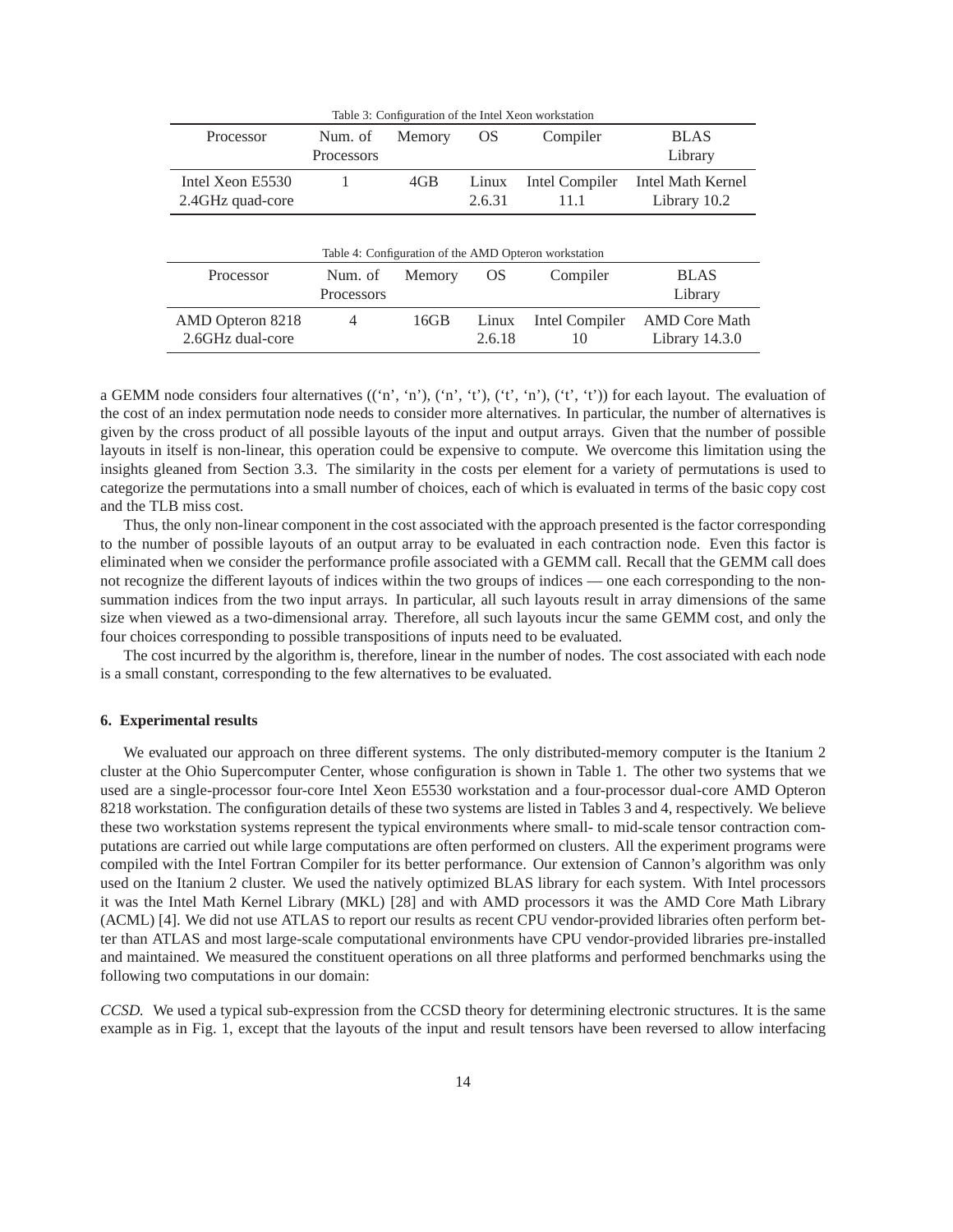Table 3: Configuration of the Intel Xeon workstation

| Processor | Num. of Processors | Memory | OS | Compiler | BLAS Library |
|---|---|---|---|---|---|
| Intel Xeon E5530 2.4GHz quad-core | 1 | 4GB | Linux 2.6.31 | Intel Compiler 11.1 | Intel Math Kernel Library 10.2 |

Table 4: Configuration of the AMD Opteron workstation

| Processor | Num. of Processors | Memory | OS | Compiler | BLAS Library |
|---|---|---|---|---|---|
| AMD Opteron 8218 2.6GHz dual-core | 4 | 16GB | Linux 2.6.18 | Intel Compiler 10 | AMD Core Math Library 14.3.0 |

a GEMM node considers four alternatives ((‘n’, ‘n’), (‘n’, ‘t’), (‘t’, ‘n’), (‘t’, ‘t’)) for each layout. The evaluation of the cost of an index permutation node needs to consider more alternatives. In particular, the number of alternatives is given by the cross product of all possible layouts of the input and output arrays. Given that the number of possible layouts in itself is non-linear, this operation could be expensive to compute. We overcome this limitation using the insights gleaned from Section 3.3. The similarity in the costs per element for a variety of permutations is used to categorize the permutations into a small number of choices, each of which is evaluated in terms of the basic copy cost and the TLB miss cost.

Thus, the only non-linear component in the cost associated with the approach presented is the factor corresponding to the number of possible layouts of an output array to be evaluated in each contraction node. Even this factor is eliminated when we consider the performance profile associated with a GEMM call. Recall that the GEMM call does not recognize the different layouts of indices within the two groups of indices — one each corresponding to the non-summation indices from the two input arrays. In particular, all such layouts result in array dimensions of the same size when viewed as a two-dimensional array. Therefore, all such layouts incur the same GEMM cost, and only the four choices corresponding to possible transpositions of inputs need to be evaluated.

The cost incurred by the algorithm is, therefore, linear in the number of nodes. The cost associated with each node is a small constant, corresponding to the few alternatives to be evaluated.

#### 6. Experimental results

We evaluated our approach on three different systems. The only distributed-memory computer is the Itanium 2 cluster at the Ohio Supercomputer Center, whose configuration is shown in Table 1. The other two systems that we used are a single-processor four-core Intel Xeon E5530 workstation and a four-processor dual-core AMD Opteron 8218 workstation. The configuration details of these two systems are listed in Tables 3 and 4, respectively. We believe these two workstation systems represent the typical environments where small- to mid-scale tensor contraction computations are carried out while large computations are often performed on clusters. All the experiment programs were compiled with the Intel Fortran Compiler for its better performance. Our extension of Cannon’s algorithm was only used on the Itanium 2 cluster. We used the natively optimized BLAS library for each system. With Intel processors it was the Intel Math Kernel Library (MKL) [28] and with AMD processors it was the AMD Core Math Library (ACML) [4]. We did not use ATLAS to report our results as recent CPU vendor-provided libraries often perform better than ATLAS and most large-scale computational environments have CPU vendor-provided libraries pre-installed and maintained. We measured the constituent operations on all three platforms and performed benchmarks using the following two computations in our domain:

*CCSD.* We used a typical sub-expression from the CCSD theory for determining electronic structures. It is the same example as in Fig. 1, except that the layouts of the input and result tensors have been reversed to allow interfacing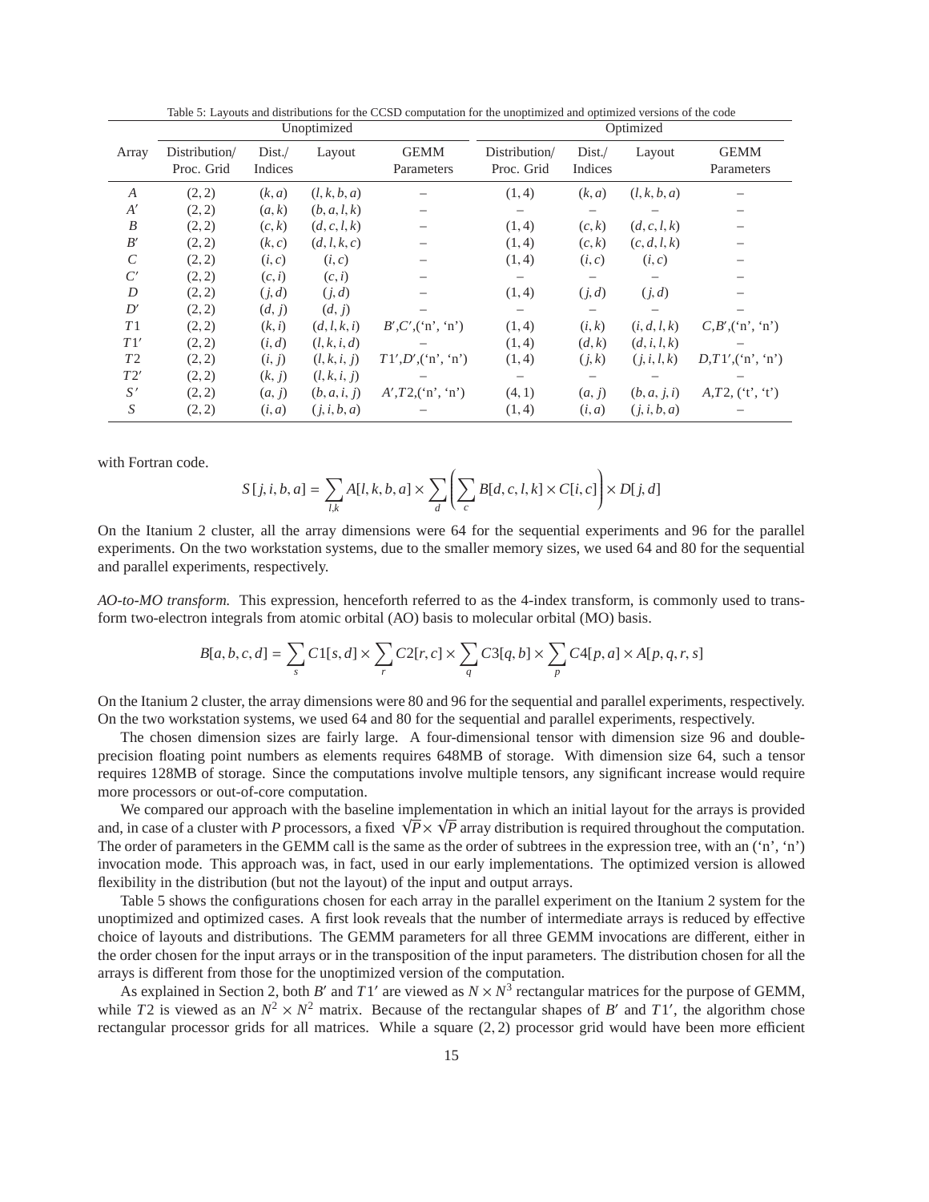Table 5: Layouts and distributions for the CCSD computation for the unoptimized and optimized versions of the code

| Array | Unoptimized | | | | Optimized | | | |
|---|---|---|---|---|---|---|---|---|
| | Distribution/ Proc. Grid | Dist./ Indices | Layout | GEMM Parameters | Distribution/ Proc. Grid | Dist./ Indices | Layout | GEMM Parameters |
| $A$ | $(2,2)$ | $(k,a)$ | $(l,k,b,a)$ | – | $(1,4)$ | $(k,a)$ | $(l,k,b,a)$ | – |
| $A'$ | $(2,2)$ | $(a,k)$ | $(b,a,l,k)$ | – | – | – | – | – |
| $B$ | $(2,2)$ | $(c,k)$ | $(d,c,l,k)$ | – | $(1,4)$ | $(c,k)$ | $(d,c,l,k)$ | – |
| $B'$ | $(2,2)$ | $(k,c)$ | $(d,l,k,c)$ | – | $(1,4)$ | $(c,k)$ | $(c,d,l,k)$ | – |
| $C$ | $(2,2)$ | $(i,c)$ | $(i,c)$ | – | $(1,4)$ | $(i,c)$ | $(i,c)$ | – |
| $C'$ | $(2,2)$ | $(c,i)$ | $(c,i)$ | – | – | – | – | – |
| $D$ | $(2,2)$ | $(j,d)$ | $(j,d)$ | – | $(1,4)$ | $(j,d)$ | $(j,d)$ | – |
| $D'$ | $(2,2)$ | $(d,j)$ | $(d,j)$ | – | – | – | – | – |
| $T1$ | $(2,2)$ | $(k,i)$ | $(d,l,k,i)$ | $B'$,$C'$,('n', 'n') | $(1,4)$ | $(i,k)$ | $(i,d,l,k)$ | $C$,$B'$,('n', 'n') |
| $T1'$ | $(2,2)$ | $(i,d)$ | $(l,k,i,d)$ | – | $(1,4)$ | $(d,k)$ | $(d,i,l,k)$ | – |
| $T2$ | $(2,2)$ | $(i,j)$ | $(l,k,i,j)$ | $T1'$,$D'$,('n', 'n') | $(1,4)$ | $(j,k)$ | $(j,i,l,k)$ | $D$,$T1'$,('n', 'n') |
| $T2'$ | $(2,2)$ | $(k,j)$ | $(l,k,i,j)$ | – | – | – | – | – |
| $S'$ | $(2,2)$ | $(a,j)$ | $(b,a,i,j)$ | $A'$,$T2$,('n', 'n') | $(4,1)$ | $(a,j)$ | $(b,a,j,i)$ | $A$,$T2$, ('t', 't') |
| $S$ | $(2,2)$ | $(i,a)$ | $(j,i,b,a)$ | – | $(1,4)$ | $(i,a)$ | $(j,i,b,a)$ | – |

with Fortran code.

$$S[j,i,b,a] = \sum_{l,k} A[l,k,b,a] \times \sum_{d} \left( \sum_{c} B[d,c,l,k] \times C[i,c] \right) \times D[j,d]$$

On the Itanium 2 cluster, all the array dimensions were 64 for the sequential experiments and 96 for the parallel experiments. On the two workstation systems, due to the smaller memory sizes, we used 64 and 80 for the sequential and parallel experiments, respectively.

*AO-to-MO transform.* This expression, henceforth referred to as the 4-index transform, is commonly used to transform two-electron integrals from atomic orbital (AO) basis to molecular orbital (MO) basis.

$$B[a,b,c,d] = \sum_{s} C1[s,d] \times \sum_{r} C2[r,c] \times \sum_{q} C3[q,b] \times \sum_{p} C4[p,a] \times A[p,q,r,s]$$

On the Itanium 2 cluster, the array dimensions were 80 and 96 for the sequential and parallel experiments, respectively. On the two workstation systems, we used 64 and 80 for the sequential and parallel experiments, respectively.

The chosen dimension sizes are fairly large. A four-dimensional tensor with dimension size 96 and double-precision floating point numbers as elements requires 648MB of storage. With dimension size 64, such a tensor requires 128MB of storage. Since the computations involve multiple tensors, any significant increase would require more processors or out-of-core computation.

We compared our approach with the baseline implementation in which an initial layout for the arrays is provided and, in case of a cluster with $P$ processors, a fixed $\sqrt{P} \times \sqrt{P}$ array distribution is required throughout the computation. The order of parameters in the GEMM call is the same as the order of subtrees in the expression tree, with an ('n', 'n') invocation mode. This approach was, in fact, used in our early implementations. The optimized version is allowed flexibility in the distribution (but not the layout) of the input and output arrays.

Table 5 shows the configurations chosen for each array in the parallel experiment on the Itanium 2 system for the unoptimized and optimized cases. A first look reveals that the number of intermediate arrays is reduced by effective choice of layouts and distributions. The GEMM parameters for all three GEMM invocations are different, either in the order chosen for the input arrays or in the transposition of the input parameters. The distribution chosen for all the arrays is different from those for the unoptimized version of the computation.

As explained in Section 2, both $B'$ and $T1'$ are viewed as $N \times N^3$ rectangular matrices for the purpose of GEMM, while $T2$ is viewed as an $N^2 \times N^2$ matrix. Because of the rectangular shapes of $B'$ and $T1'$, the algorithm chose rectangular processor grids for all matrices. While a square $(2,2)$ processor grid would have been more efficient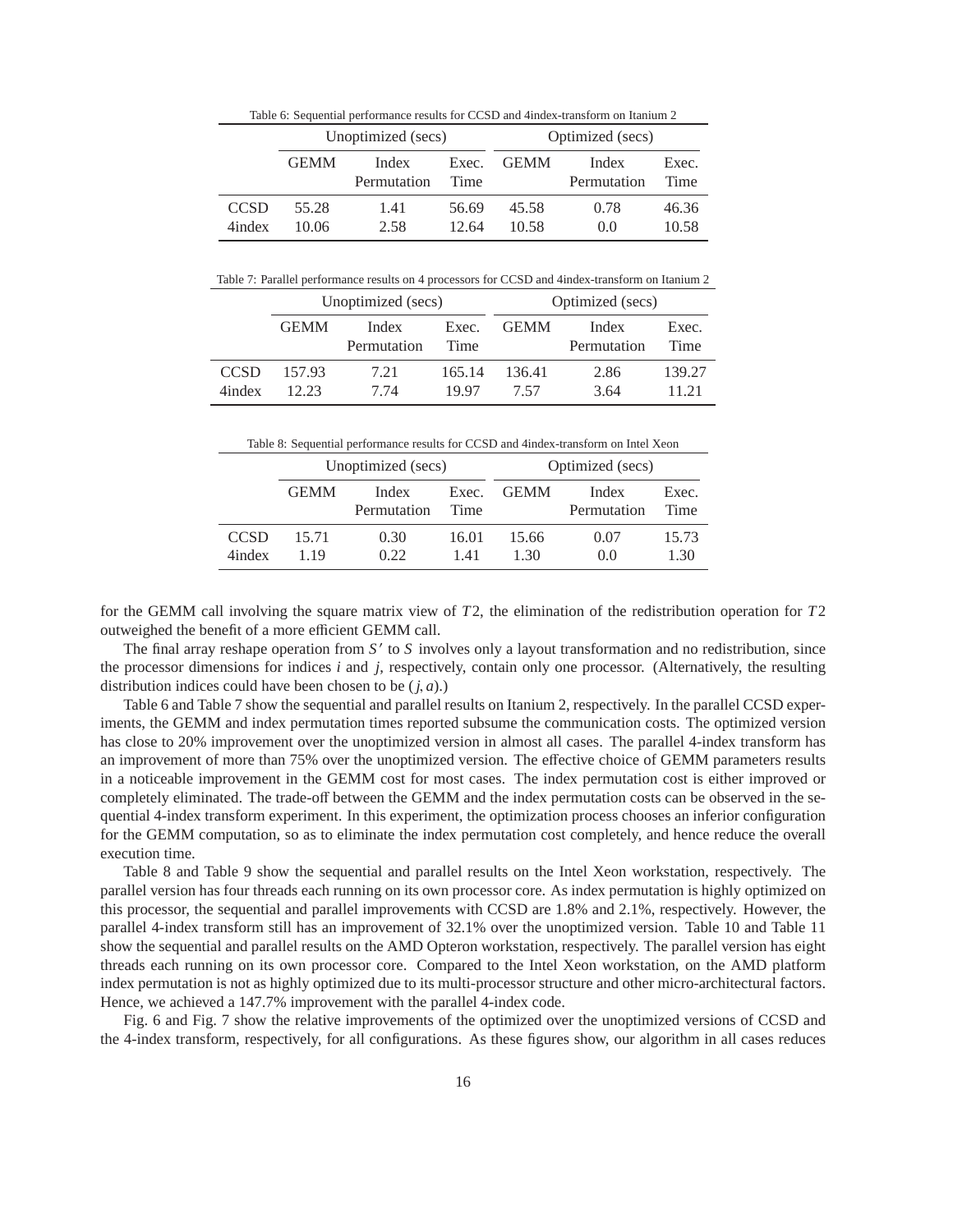Table 6: Sequential performance results for CCSD and 4index-transform on Itanium 2

| | Unoptimized (secs) | | | Optimized (secs) | | |
|---|---|---|---|---|---|---|
| | GEMM | Index Permutation | Exec. Time | GEMM | Index Permutation | Exec. Time |
| CCSD | 55.28 | 1.41 | 56.69 | 45.58 | 0.78 | 46.36 |
| 4index | 10.06 | 2.58 | 12.64 | 10.58 | 0.0 | 10.58 |

Table 7: Parallel performance results on 4 processors for CCSD and 4index-transform on Itanium 2

| | Unoptimized (secs) | | | Optimized (secs) | | |
|---|---|---|---|---|---|---|
| | GEMM | Index Permutation | Exec. Time | GEMM | Index Permutation | Exec. Time |
| CCSD | 157.93 | 7.21 | 165.14 | 136.41 | 2.86 | 139.27 |
| 4index | 12.23 | 7.74 | 19.97 | 7.57 | 3.64 | 11.21 |

Table 8: Sequential performance results for CCSD and 4index-transform on Intel Xeon

| | Unoptimized (secs) | | | Optimized (secs) | | |
|---|---|---|---|---|---|---|
| | GEMM | Index Permutation | Exec. Time | GEMM | Index Permutation | Exec. Time |
| CCSD | 15.71 | 0.30 | 16.01 | 15.66 | 0.07 | 15.73 |
| 4index | 1.19 | 0.22 | 1.41 | 1.30 | 0.0 | 1.30 |

for the GEMM call involving the square matrix view of $T2$, the elimination of the redistribution operation for $T2$ outweighed the benefit of a more efficient GEMM call.

The final array reshape operation from $S'$ to $S$ involves only a layout transformation and no redistribution, since the processor dimensions for indices $i$ and $j$, respectively, contain only one processor. (Alternatively, the resulting distribution indices could have been chosen to be $(j,a)$.)

Table 6 and Table 7 show the sequential and parallel results on Itanium 2, respectively. In the parallel CCSD experiments, the GEMM and index permutation times reported subsume the communication costs. The optimized version has close to 20% improvement over the unoptimized version in almost all cases. The parallel 4-index transform has an improvement of more than 75% over the unoptimized version. The effective choice of GEMM parameters results in a noticeable improvement in the GEMM cost for most cases. The index permutation cost is either improved or completely eliminated. The trade-off between the GEMM and the index permutation costs can be observed in the sequential 4-index transform experiment. In this experiment, the optimization process chooses an inferior configuration for the GEMM computation, so as to eliminate the index permutation cost completely, and hence reduce the overall execution time.

Table 8 and Table 9 show the sequential and parallel results on the Intel Xeon workstation, respectively. The parallel version has four threads each running on its own processor core. As index permutation is highly optimized on this processor, the sequential and parallel improvements with CCSD are 1.8% and 2.1%, respectively. However, the parallel 4-index transform still has an improvement of 32.1% over the unoptimized version. Table 10 and Table 11 show the sequential and parallel results on the AMD Opteron workstation, respectively. The parallel version has eight threads each running on its own processor core. Compared to the Intel Xeon workstation, on the AMD platform index permutation is not as highly optimized due to its multi-processor structure and other micro-architectural factors. Hence, we achieved a 147.7% improvement with the parallel 4-index code.

Fig. 6 and Fig. 7 show the relative improvements of the optimized over the unoptimized versions of CCSD and the 4-index transform, respectively, for all configurations. As these figures show, our algorithm in all cases reduces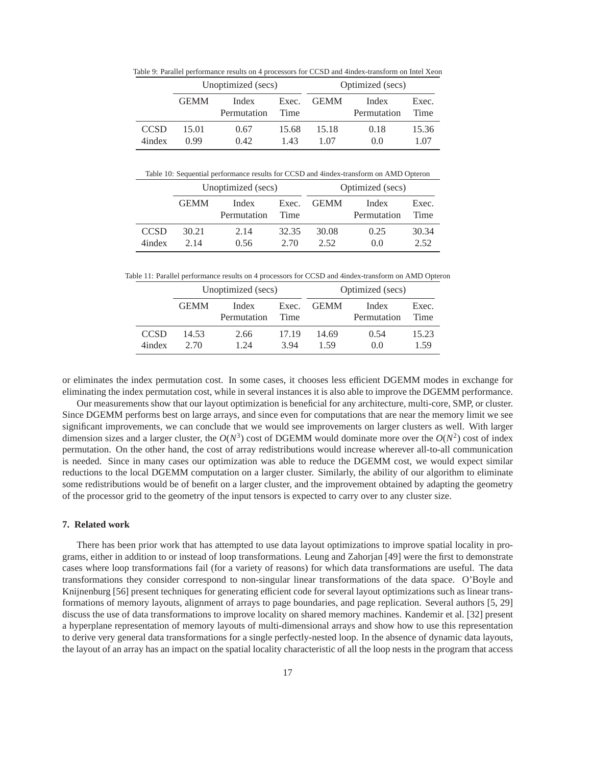Table 9: Parallel performance results on 4 processors for CCSD and 4index-transform on Intel Xeon

| | Unoptimized (secs) | | | Optimized (secs) | | |
|---|---|---|---|---|---|---|
| | GEMM | Index Permutation | Exec. Time | GEMM | Index Permutation | Exec. Time |
| CCSD | 15.01 | 0.67 | 15.68 | 15.18 | 0.18 | 15.36 |
| 4index | 0.99 | 0.42 | 1.43 | 1.07 | 0.0 | 1.07 |

Table 10: Sequential performance results for CCSD and 4index-transform on AMD Opteron

| | Unoptimized (secs) | | | Optimized (secs) | | |
|---|---|---|---|---|---|---|
| | GEMM | Index Permutation | Exec. Time | GEMM | Index Permutation | Exec. Time |
| CCSD | 30.21 | 2.14 | 32.35 | 30.08 | 0.25 | 30.34 |
| 4index | 2.14 | 0.56 | 2.70 | 2.52 | 0.0 | 2.52 |

Table 11: Parallel performance results on 4 processors for CCSD and 4index-transform on AMD Opteron

| | Unoptimized (secs) | | | Optimized (secs) | | |
|---|---|---|---|---|---|---|
| | GEMM | Index Permutation | Exec. Time | GEMM | Index Permutation | Exec. Time |
| CCSD | 14.53 | 2.66 | 17.19 | 14.69 | 0.54 | 15.23 |
| 4index | 2.70 | 1.24 | 3.94 | 1.59 | 0.0 | 1.59 |

or eliminates the index permutation cost. In some cases, it chooses less efficient DGEMM modes in exchange for eliminating the index permutation cost, while in several instances it is also able to improve the DGEMM performance.

Our measurements show that our layout optimization is beneficial for any architecture, multi-core, SMP, or cluster. Since DGEMM performs best on large arrays, and since even for computations that are near the memory limit we see significant improvements, we can conclude that we would see improvements on larger clusters as well. With larger dimension sizes and a larger cluster, the $O(N^3)$ cost of DGEMM would dominate more over the $O(N^2)$ cost of index permutation. On the other hand, the cost of array redistributions would increase wherever all-to-all communication is needed. Since in many cases our optimization was able to reduce the DGEMM cost, we would expect similar reductions to the local DGEMM computation on a larger cluster. Similarly, the ability of our algorithm to eliminate some redistributions would be of benefit on a larger cluster, and the improvement obtained by adapting the geometry of the processor grid to the geometry of the input tensors is expected to carry over to any cluster size.

## 7. Related work

There has been prior work that has attempted to use data layout optimizations to improve spatial locality in programs, either in addition to or instead of loop transformations. Leung and Zahorjan [49] were the first to demonstrate cases where loop transformations fail (for a variety of reasons) for which data transformations are useful. The data transformations they consider correspond to non-singular linear transformations of the data space. O'Boyle and Knijnenburg [56] present techniques for generating efficient code for several layout optimizations such as linear transformations of memory layouts, alignment of arrays to page boundaries, and page replication. Several authors [5, 29] discuss the use of data transformations to improve locality on shared memory machines. Kandemir et al. [32] present a hyperplane representation of memory layouts of multi-dimensional arrays and show how to use this representation to derive very general data transformations for a single perfectly-nested loop. In the absence of dynamic data layouts, the layout of an array has an impact on the spatial locality characteristic of all the loop nests in the program that access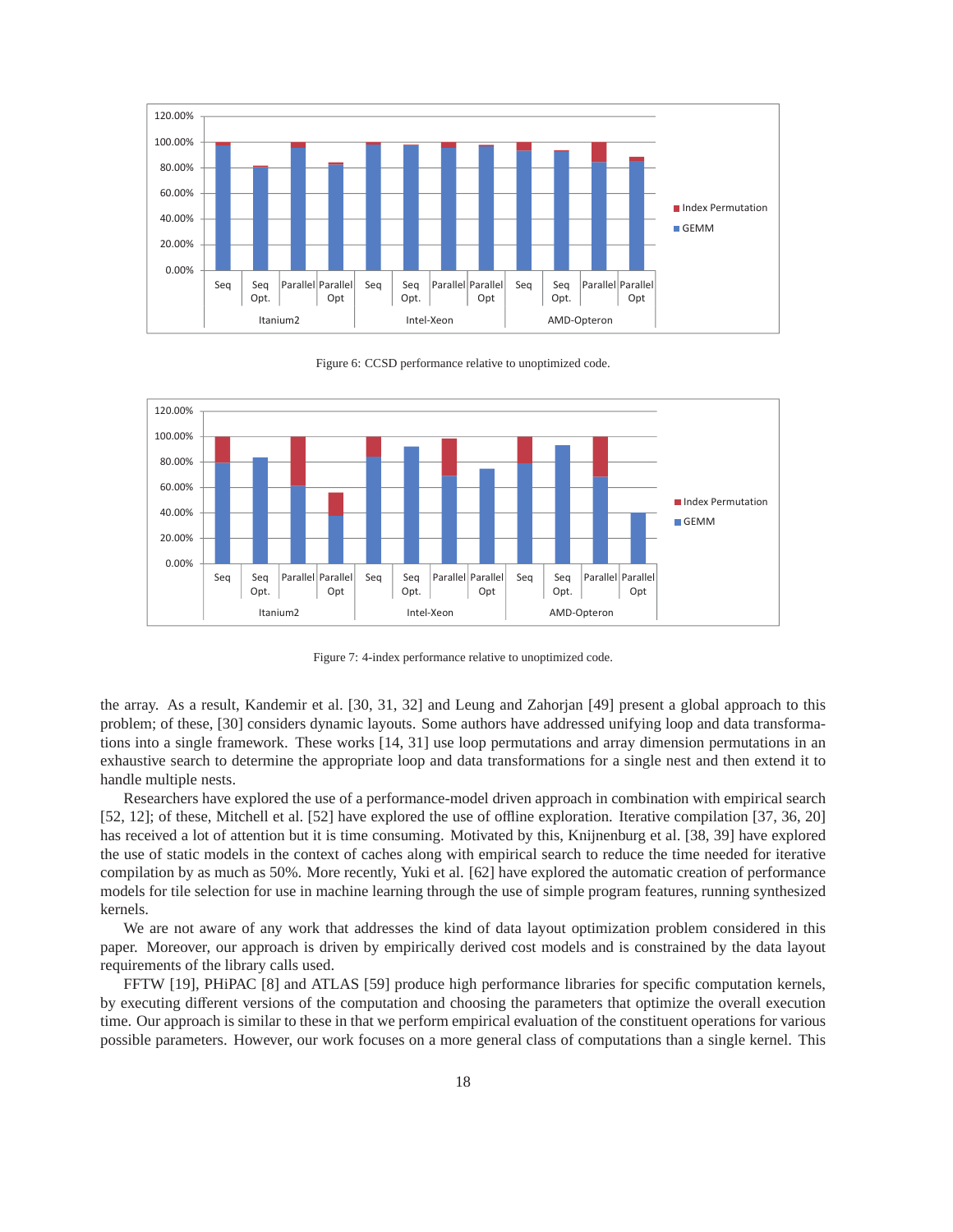Figure 6: CCSD performance relative to unoptimized code.

Figure 7: 4-index performance relative to unoptimized code.

the array. As a result, Kandemir et al. [30, 31, 32] and Leung and Zahorjan [49] present a global approach to this problem; of these, [30] considers dynamic layouts. Some authors have addressed unifying loop and data transformations into a single framework. These works [14, 31] use loop permutations and array dimension permutations in an exhaustive search to determine the appropriate loop and data transformations for a single nest and then extend it to handle multiple nests.

Researchers have explored the use of a performance-model driven approach in combination with empirical search [52, 12]; of these, Mitchell et al. [52] have explored the use of offline exploration. Iterative compilation [37, 36, 20] has received a lot of attention but it is time consuming. Motivated by this, Knijnenburg et al. [38, 39] have explored the use of static models in the context of caches along with empirical search to reduce the time needed for iterative compilation by as much as 50%. More recently, Yuki et al. [62] have explored the automatic creation of performance models for tile selection for use in machine learning through the use of simple program features, running synthesized kernels.

We are not aware of any work that addresses the kind of data layout optimization problem considered in this paper. Moreover, our approach is driven by empirically derived cost models and is constrained by the data layout requirements of the library calls used.

FFTW [19], PHiPAC [8] and ATLAS [59] produce high performance libraries for specific computation kernels, by executing different versions of the computation and choosing the parameters that optimize the overall execution time. Our approach is similar to these in that we perform empirical evaluation of the constituent operations for various possible parameters. However, our work focuses on a more general class of computations than a single kernel. This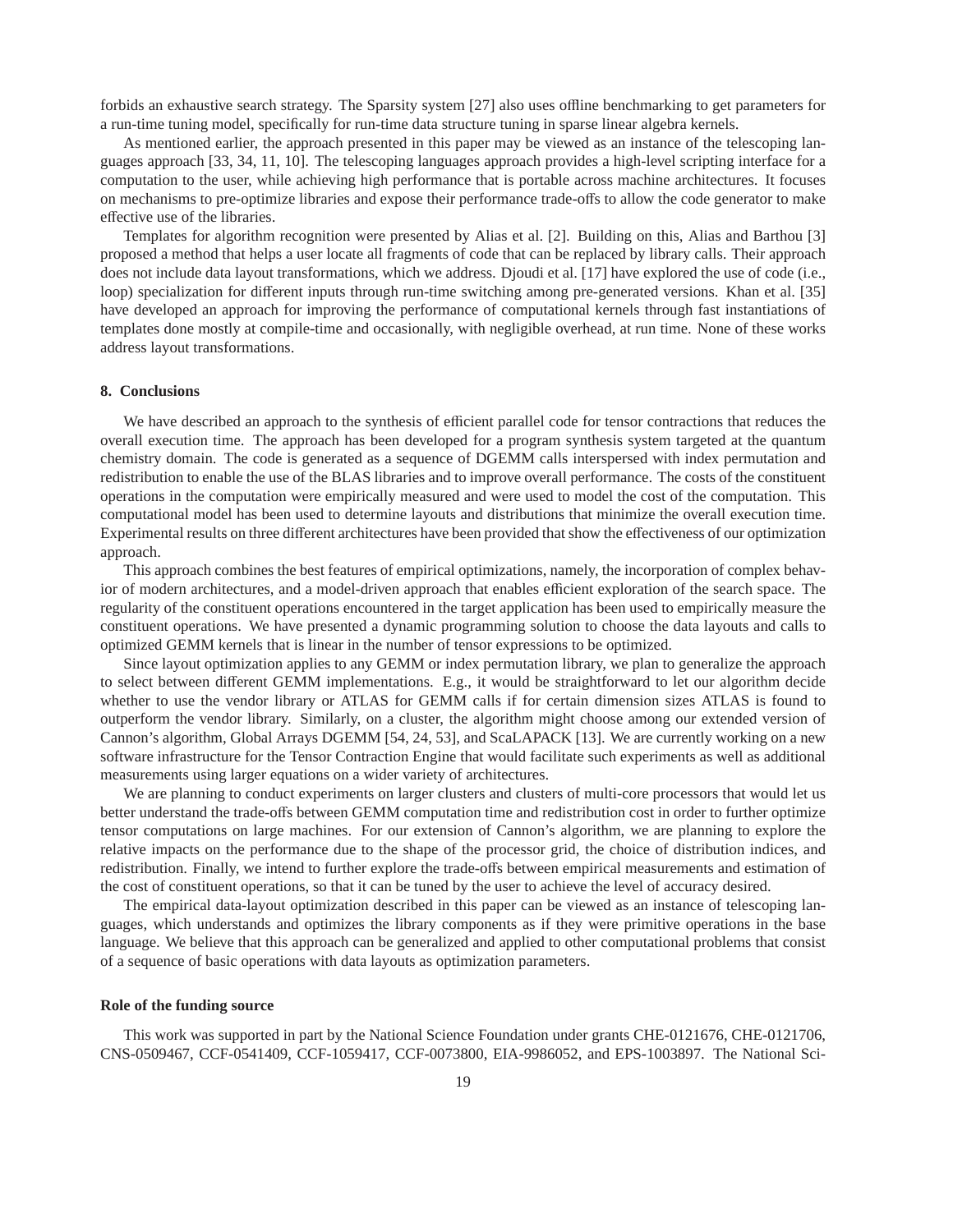forbids an exhaustive search strategy. The Sparsity system [27] also uses offline benchmarking to get parameters for a run-time tuning model, specifically for run-time data structure tuning in sparse linear algebra kernels.

As mentioned earlier, the approach presented in this paper may be viewed as an instance of the telescoping languages approach [33, 34, 11, 10]. The telescoping languages approach provides a high-level scripting interface for a computation to the user, while achieving high performance that is portable across machine architectures. It focuses on mechanisms to pre-optimize libraries and expose their performance trade-offs to allow the code generator to make effective use of the libraries.

Templates for algorithm recognition were presented by Alias et al. [2]. Building on this, Alias and Barthou [3] proposed a method that helps a user locate all fragments of code that can be replaced by library calls. Their approach does not include data layout transformations, which we address. Djoudi et al. [17] have explored the use of code (i.e., loop) specialization for different inputs through run-time switching among pre-generated versions. Khan et al. [35] have developed an approach for improving the performance of computational kernels through fast instantiations of templates done mostly at compile-time and occasionally, with negligible overhead, at run time. None of these works address layout transformations.

## 8. Conclusions

We have described an approach to the synthesis of efficient parallel code for tensor contractions that reduces the overall execution time. The approach has been developed for a program synthesis system targeted at the quantum chemistry domain. The code is generated as a sequence of DGEMM calls interspersed with index permutation and redistribution to enable the use of the BLAS libraries and to improve overall performance. The costs of the constituent operations in the computation were empirically measured and were used to model the cost of the computation. This computational model has been used to determine layouts and distributions that minimize the overall execution time. Experimental results on three different architectures have been provided that show the effectiveness of our optimization approach.

This approach combines the best features of empirical optimizations, namely, the incorporation of complex behavior of modern architectures, and a model-driven approach that enables efficient exploration of the search space. The regularity of the constituent operations encountered in the target application has been used to empirically measure the constituent operations. We have presented a dynamic programming solution to choose the data layouts and calls to optimized GEMM kernels that is linear in the number of tensor expressions to be optimized.

Since layout optimization applies to any GEMM or index permutation library, we plan to generalize the approach to select between different GEMM implementations. E.g., it would be straightforward to let our algorithm decide whether to use the vendor library or ATLAS for GEMM calls if for certain dimension sizes ATLAS is found to outperform the vendor library. Similarly, on a cluster, the algorithm might choose among our extended version of Cannon's algorithm, Global Arrays DGEMM [54, 24, 53], and ScaLAPACK [13]. We are currently working on a new software infrastructure for the Tensor Contraction Engine that would facilitate such experiments as well as additional measurements using larger equations on a wider variety of architectures.

We are planning to conduct experiments on larger clusters and clusters of multi-core processors that would let us better understand the trade-offs between GEMM computation time and redistribution cost in order to further optimize tensor computations on large machines. For our extension of Cannon's algorithm, we are planning to explore the relative impacts on the performance due to the shape of the processor grid, the choice of distribution indices, and redistribution. Finally, we intend to further explore the trade-offs between empirical measurements and estimation of the cost of constituent operations, so that it can be tuned by the user to achieve the level of accuracy desired.

The empirical data-layout optimization described in this paper can be viewed as an instance of telescoping languages, which understands and optimizes the library components as if they were primitive operations in the base language. We believe that this approach can be generalized and applied to other computational problems that consist of a sequence of basic operations with data layouts as optimization parameters.

## Role of the funding source

This work was supported in part by the National Science Foundation under grants CHE-0121676, CHE-0121706, CNS-0509467, CCF-0541409, CCF-1059417, CCF-0073800, EIA-9986052, and EPS-1003897. The National Sci-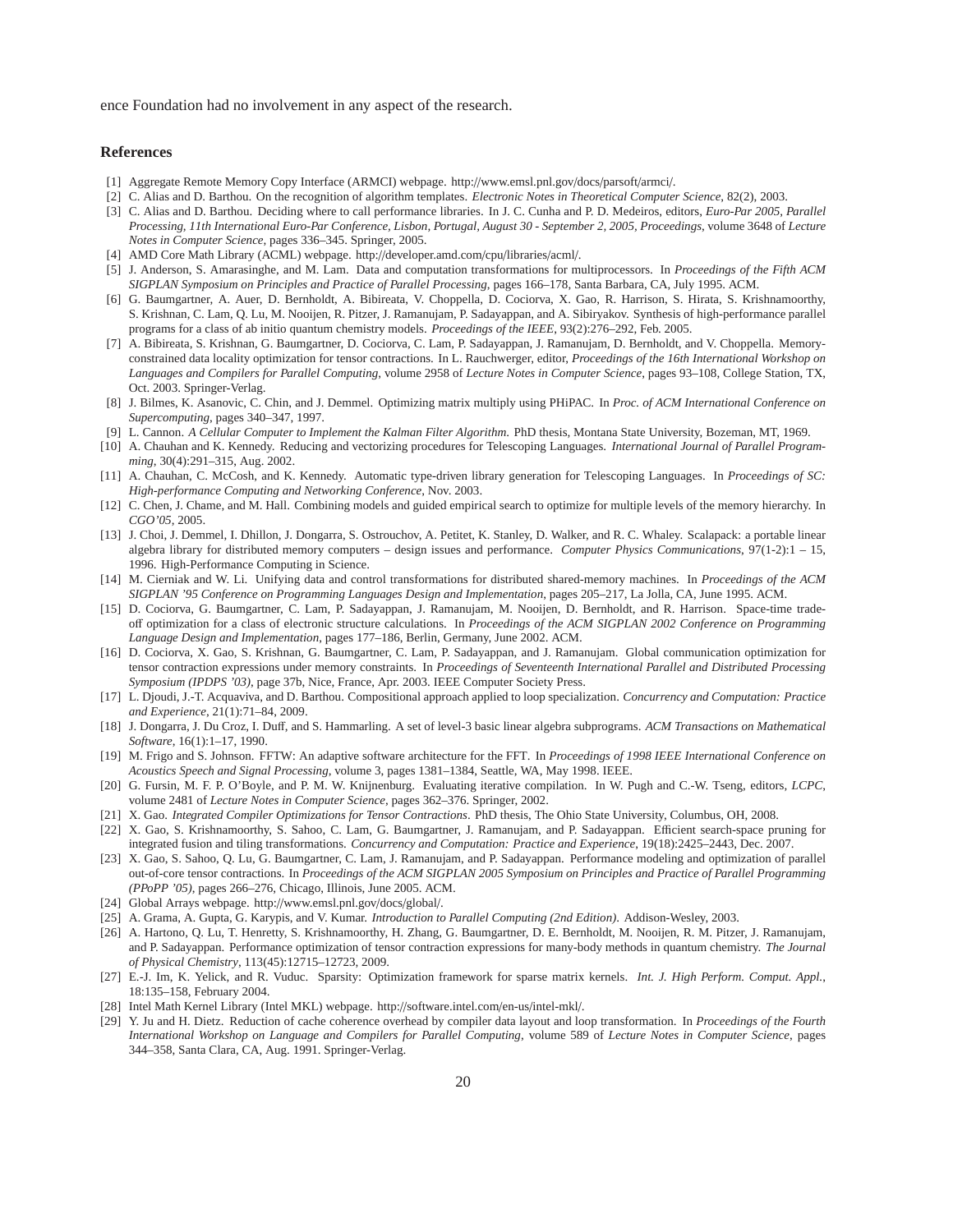ence Foundation had no involvement in any aspect of the research.

## References

[1] Aggregate Remote Memory Copy Interface (ARMCI) webpage. http://www.emsl.pnl.gov/docs/parsoft/armci/.

[2] C. Alias and D. Barthou. On the recognition of algorithm templates. *Electronic Notes in Theoretical Computer Science*, 82(2), 2003.

[3] C. Alias and D. Barthou. Deciding where to call performance libraries. In J. C. Cunha and P. D. Medeiros, editors, *Euro-Par 2005, Parallel Processing, 11th International Euro-Par Conference, Lisbon, Portugal, August 30 - September 2, 2005, Proceedings*, volume 3648 of *Lecture Notes in Computer Science*, pages 336–345. Springer, 2005.

[4] AMD Core Math Library (ACML) webpage. http://developer.amd.com/cpu/libraries/acml/.

[5] J. Anderson, S. Amarasinghe, and M. Lam. Data and computation transformations for multiprocessors. In *Proceedings of the Fifth ACM SIGPLAN Symposium on Principles and Practice of Parallel Processing*, pages 166–178, Santa Barbara, CA, July 1995. ACM.

[6] G. Baumgartner, A. Auer, D. Bernholdt, A. Bibireata, V. Choppella, D. Cociorva, X. Gao, R. Harrison, S. Hirata, S. Krishnamoorthy, S. Krishnan, C. Lam, Q. Lu, M. Nooijen, R. Pitzer, J. Ramanujam, P. Sadayappan, and A. Sibiryakov. Synthesis of high-performance parallel programs for a class of ab initio quantum chemistry models. *Proceedings of the IEEE*, 93(2):276–292, Feb. 2005.

[7] A. Bibireata, S. Krishnan, G. Baumgartner, D. Cociorva, C. Lam, P. Sadayappan, J. Ramanujam, D. Bernholdt, and V. Choppella. Memory-constrained data locality optimization for tensor contractions. In L. Rauchwerger, editor, *Proceedings of the 16th International Workshop on Languages and Compilers for Parallel Computing*, volume 2958 of *Lecture Notes in Computer Science*, pages 93–108, College Station, TX, Oct. 2003. Springer-Verlag.

[8] J. Bilmes, K. Asanovic, C. Chin, and J. Demmel. Optimizing matrix multiply using PHiPAC. In *Proc. of ACM International Conference on Supercomputing*, pages 340–347, 1997.

[9] L. Cannon. *A Cellular Computer to Implement the Kalman Filter Algorithm*. PhD thesis, Montana State University, Bozeman, MT, 1969.

[10] A. Chauhan and K. Kennedy. Reducing and vectorizing procedures for Telescoping Languages. *International Journal of Parallel Programming*, 30(4):291–315, Aug. 2002.

[11] A. Chauhan, C. McCosh, and K. Kennedy. Automatic type-driven library generation for Telescoping Languages. In *Proceedings of SC: High-performance Computing and Networking Conference*, Nov. 2003.

[12] C. Chen, J. Chame, and M. Hall. Combining models and guided empirical search to optimize for multiple levels of the memory hierarchy. In *CGO'05*, 2005.

[13] J. Choi, J. Demmel, I. Dhillon, J. Dongarra, S. Ostrouchov, A. Petitet, K. Stanley, D. Walker, and R. C. Whaley. Scalapack: a portable linear algebra library for distributed memory computers – design issues and performance. *Computer Physics Communications*, 97(1-2):1 – 15, 1996. High-Performance Computing in Science.

[14] M. Cierniak and W. Li. Unifying data and control transformations for distributed shared-memory machines. In *Proceedings of the ACM SIGPLAN '95 Conference on Programming Languages Design and Implementation*, pages 205–217, La Jolla, CA, June 1995. ACM.

[15] D. Cociorva, G. Baumgartner, C. Lam, P. Sadayappan, J. Ramanujam, M. Nooijen, D. Bernholdt, and R. Harrison. Space-time trade-off optimization for a class of electronic structure calculations. In *Proceedings of the ACM SIGPLAN 2002 Conference on Programming Language Design and Implementation*, pages 177–186, Berlin, Germany, June 2002. ACM.

[16] D. Cociorva, X. Gao, S. Krishnan, G. Baumgartner, C. Lam, P. Sadayappan, and J. Ramanujam. Global communication optimization for tensor contraction expressions under memory constraints. In *Proceedings of Seventeenth International Parallel and Distributed Processing Symposium (IPDPS '03)*, page 37b, Nice, France, Apr. 2003. IEEE Computer Society Press.

[17] L. Djoudi, J.-T. Acquaviva, and D. Barthou. Compositional approach applied to loop specialization. *Concurrency and Computation: Practice and Experience*, 21(1):71–84, 2009.

[18] J. Dongarra, J. Du Croz, I. Duff, and S. Hammarling. A set of level-3 basic linear algebra subprograms. *ACM Transactions on Mathematical Software*, 16(1):1–17, 1990.

[19] M. Frigo and S. Johnson. FFTW: An adaptive software architecture for the FFT. In *Proceedings of 1998 IEEE International Conference on Acoustics Speech and Signal Processing*, volume 3, pages 1381–1384, Seattle, WA, May 1998. IEEE.

[20] G. Fursin, M. F. P. O'Boyle, and P. M. W. Knijnenburg. Evaluating iterative compilation. In W. Pugh and C.-W. Tseng, editors, *LCPC*, volume 2481 of *Lecture Notes in Computer Science*, pages 362–376. Springer, 2002.

[21] X. Gao. *Integrated Compiler Optimizations for Tensor Contractions*. PhD thesis, The Ohio State University, Columbus, OH, 2008.

[22] X. Gao, S. Krishnamoorthy, S. Sahoo, C. Lam, G. Baumgartner, J. Ramanujam, and P. Sadayappan. Efficient search-space pruning for integrated fusion and tiling transformations. *Concurrency and Computation: Practice and Experience*, 19(18):2425–2443, Dec. 2007.

[23] X. Gao, S. Sahoo, Q. Lu, G. Baumgartner, C. Lam, J. Ramanujam, and P. Sadayappan. Performance modeling and optimization of parallel out-of-core tensor contractions. In *Proceedings of the ACM SIGPLAN 2005 Symposium on Principles and Practice of Parallel Programming (PPoPP '05)*, pages 266–276, Chicago, Illinois, June 2005. ACM.

[24] Global Arrays webpage. http://www.emsl.pnl.gov/docs/global/.

[25] A. Grama, A. Gupta, G. Karypis, and V. Kumar. *Introduction to Parallel Computing (2nd Edition)*. Addison-Wesley, 2003.

[26] A. Hartono, Q. Lu, T. Henretty, S. Krishnamoorthy, H. Zhang, G. Baumgartner, D. E. Bernholdt, M. Nooijen, R. M. Pitzer, J. Ramanujam, and P. Sadayappan. Performance optimization of tensor contraction expressions for many-body methods in quantum chemistry. *The Journal of Physical Chemistry*, 113(45):12715–12723, 2009.

[27] E.-J. Im, K. Yelick, and R. Vuduc. Sparsity: Optimization framework for sparse matrix kernels. *Int. J. High Perform. Comput. Appl.*, 18:135–158, February 2004.

[28] Intel Math Kernel Library (Intel MKL) webpage. http://software.intel.com/en-us/intel-mkl/.

[29] Y. Ju and H. Dietz. Reduction of cache coherence overhead by compiler data layout and loop transformation. In *Proceedings of the Fourth International Workshop on Language and Compilers for Parallel Computing*, volume 589 of *Lecture Notes in Computer Science*, pages 344–358, Santa Clara, CA, Aug. 1991. Springer-Verlag.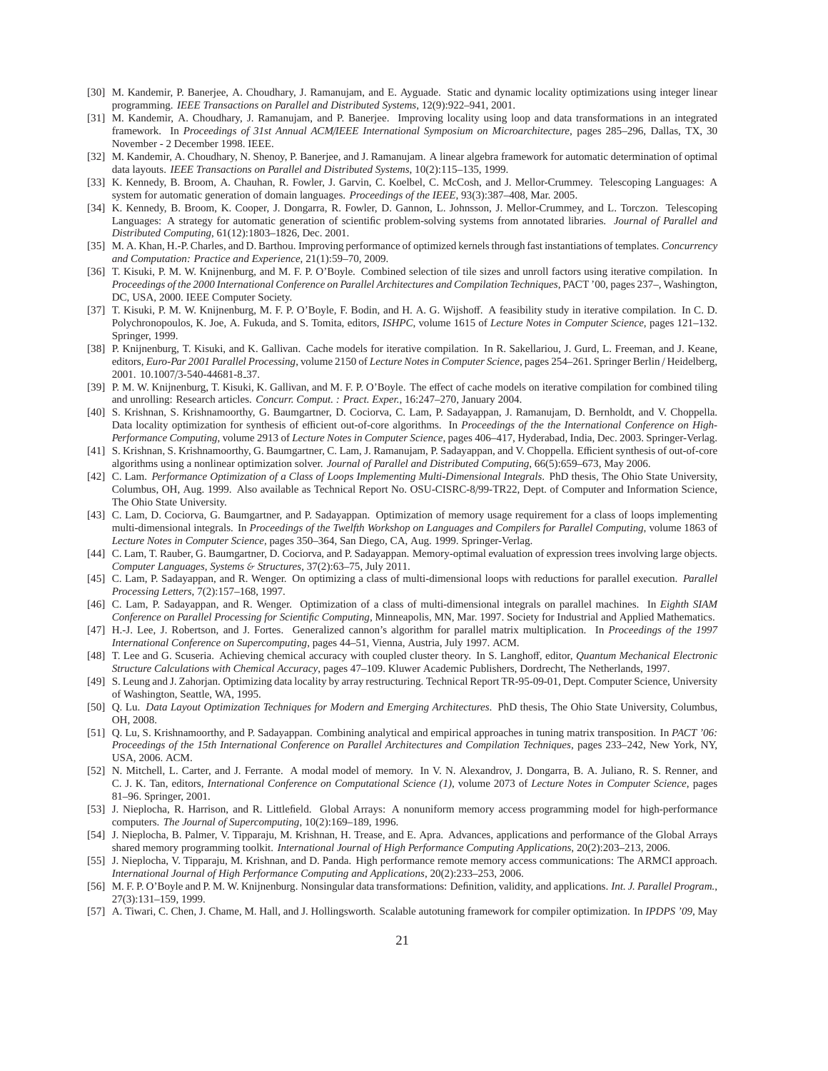[30] M. Kandemir, P. Banerjee, A. Choudhary, J. Ramanujam, and E. Ayguade. Static and dynamic locality optimizations using integer linear programming. *IEEE Transactions on Parallel and Distributed Systems*, 12(9):922–941, 2001.

[31] M. Kandemir, A. Choudhary, J. Ramanujam, and P. Banerjee. Improving locality using loop and data transformations in an integrated framework. In *Proceedings of 31st Annual ACM/IEEE International Symposium on Microarchitecture*, pages 285–296, Dallas, TX, 30 November - 2 December 1998. IEEE.

[32] M. Kandemir, A. Choudhary, N. Shenoy, P. Banerjee, and J. Ramanujam. A linear algebra framework for automatic determination of optimal data layouts. *IEEE Transactions on Parallel and Distributed Systems*, 10(2):115–135, 1999.

[33] K. Kennedy, B. Broom, A. Chauhan, R. Fowler, J. Garvin, C. Koelbel, C. McCosh, and J. Mellor-Crummey. Telescoping Languages: A system for automatic generation of domain languages. *Proceedings of the IEEE*, 93(3):387–408, Mar. 2005.

[34] K. Kennedy, B. Broom, K. Cooper, J. Dongarra, R. Fowler, D. Gannon, L. Johnsson, J. Mellor-Crummey, and L. Torczon. Telescoping Languages: A strategy for automatic generation of scientific problem-solving systems from annotated libraries. *Journal of Parallel and Distributed Computing*, 61(12):1803–1826, Dec. 2001.

[35] M. A. Khan, H.-P. Charles, and D. Barthou. Improving performance of optimized kernels through fast instantiations of templates. *Concurrency and Computation: Practice and Experience*, 21(1):59–70, 2009.

[36] T. Kisuki, P. M. W. Knijnenburg, and M. F. P. O'Boyle. Combined selection of tile sizes and unroll factors using iterative compilation. In *Proceedings of the 2000 International Conference on Parallel Architectures and Compilation Techniques*, PACT '00, pages 237–, Washington, DC, USA, 2000. IEEE Computer Society.

[37] T. Kisuki, P. M. W. Knijnenburg, M. F. P. O'Boyle, F. Bodin, and H. A. G. Wijshoff. A feasibility study in iterative compilation. In C. D. Polychronopoulos, K. Joe, A. Fukuda, and S. Tomita, editors, *ISHPC*, volume 1615 of *Lecture Notes in Computer Science*, pages 121–132. Springer, 1999.

[38] P. Knijnenburg, T. Kisuki, and K. Gallivan. Cache models for iterative compilation. In R. Sakellariou, J. Gurd, L. Freeman, and J. Keane, editors, *Euro-Par 2001 Parallel Processing*, volume 2150 of *Lecture Notes in Computer Science*, pages 254–261. Springer Berlin / Heidelberg, 2001. 10.1007/3-540-44681-8_37.

[39] P. M. W. Knijnenburg, T. Kisuki, K. Gallivan, and M. F. P. O'Boyle. The effect of cache models on iterative compilation for combined tiling and unrolling: Research articles. *Concurr. Comput. : Pract. Exper.*, 16:247–270, January 2004.

[40] S. Krishnan, S. Krishnamoorthy, G. Baumgartner, D. Cociorva, C. Lam, P. Sadayappan, J. Ramanujam, D. Bernholdt, and V. Choppella. Data locality optimization for synthesis of efficient out-of-core algorithms. In *Proceedings of the the International Conference on High-Performance Computing*, volume 2913 of *Lecture Notes in Computer Science*, pages 406–417, Hyderabad, India, Dec. 2003. Springer-Verlag.

[41] S. Krishnan, S. Krishnamoorthy, G. Baumgartner, C. Lam, J. Ramanujam, P. Sadayappan, and V. Choppella. Efficient synthesis of out-of-core algorithms using a nonlinear optimization solver. *Journal of Parallel and Distributed Computing*, 66(5):659–673, May 2006.

[42] C. Lam. *Performance Optimization of a Class of Loops Implementing Multi-Dimensional Integrals*. PhD thesis, The Ohio State University, Columbus, OH, Aug. 1999. Also available as Technical Report No. OSU-CISRC-8/99-TR22, Dept. of Computer and Information Science, The Ohio State University.

[43] C. Lam, D. Cociorva, G. Baumgartner, and P. Sadayappan. Optimization of memory usage requirement for a class of loops implementing multi-dimensional integrals. In *Proceedings of the Twelfth Workshop on Languages and Compilers for Parallel Computing*, volume 1863 of *Lecture Notes in Computer Science*, pages 350–364, San Diego, CA, Aug. 1999. Springer-Verlag.

[44] C. Lam, T. Rauber, G. Baumgartner, D. Cociorva, and P. Sadayappan. Memory-optimal evaluation of expression trees involving large objects. *Computer Languages, Systems & Structures*, 37(2):63–75, July 2011.

[45] C. Lam, P. Sadayappan, and R. Wenger. On optimizing a class of multi-dimensional loops with reductions for parallel execution. *Parallel Processing Letters*, 7(2):157–168, 1997.

[46] C. Lam, P. Sadayappan, and R. Wenger. Optimization of a class of multi-dimensional integrals on parallel machines. In *Eighth SIAM Conference on Parallel Processing for Scientific Computing*, Minneapolis, MN, Mar. 1997. Society for Industrial and Applied Mathematics.

[47] H.-J. Lee, J. Robertson, and J. Fortes. Generalized cannon's algorithm for parallel matrix multiplication. In *Proceedings of the 1997 International Conference on Supercomputing*, pages 44–51, Vienna, Austria, July 1997. ACM.

[48] T. Lee and G. Scuseria. Achieving chemical accuracy with coupled cluster theory. In S. Langhoff, editor, *Quantum Mechanical Electronic Structure Calculations with Chemical Accuracy*, pages 47–109. Kluwer Academic Publishers, Dordrecht, The Netherlands, 1997.

[49] S. Leung and J. Zahorjan. Optimizing data locality by array restructuring. Technical Report TR-95-09-01, Dept. Computer Science, University of Washington, Seattle, WA, 1995.

[50] Q. Lu. *Data Layout Optimization Techniques for Modern and Emerging Architectures*. PhD thesis, The Ohio State University, Columbus, OH, 2008.

[51] Q. Lu, S. Krishnamoorthy, and P. Sadayappan. Combining analytical and empirical approaches in tuning matrix transposition. In *PACT '06: Proceedings of the 15th International Conference on Parallel Architectures and Compilation Techniques*, pages 233–242, New York, NY, USA, 2006. ACM.

[52] N. Mitchell, L. Carter, and J. Ferrante. A modal model of memory. In V. N. Alexandrov, J. Dongarra, B. A. Juliano, R. S. Renner, and C. J. K. Tan, editors, *International Conference on Computational Science (1)*, volume 2073 of *Lecture Notes in Computer Science*, pages 81–96. Springer, 2001.

[53] J. Nieplocha, R. Harrison, and R. Littlefield. Global Arrays: A nonuniform memory access programming model for high-performance computers. *The Journal of Supercomputing*, 10(2):169–189, 1996.

[54] J. Nieplocha, B. Palmer, V. Tipparaju, M. Krishnan, H. Trease, and E. Apra. Advances, applications and performance of the Global Arrays shared memory programming toolkit. *International Journal of High Performance Computing Applications*, 20(2):203–213, 2006.

[55] J. Nieplocha, V. Tipparaju, M. Krishnan, and D. Panda. High performance remote memory access communications: The ARMCI approach. *International Journal of High Performance Computing and Applications*, 20(2):233–253, 2006.

[56] M. F. P. O'Boyle and P. M. W. Knijnenburg. Nonsingular data transformations: Definition, validity, and applications. *Int. J. Parallel Program.*, 27(3):131–159, 1999.

[57] A. Tiwari, C. Chen, J. Chame, M. Hall, and J. Hollingsworth. Scalable autotuning framework for compiler optimization. In *IPDPS '09*, May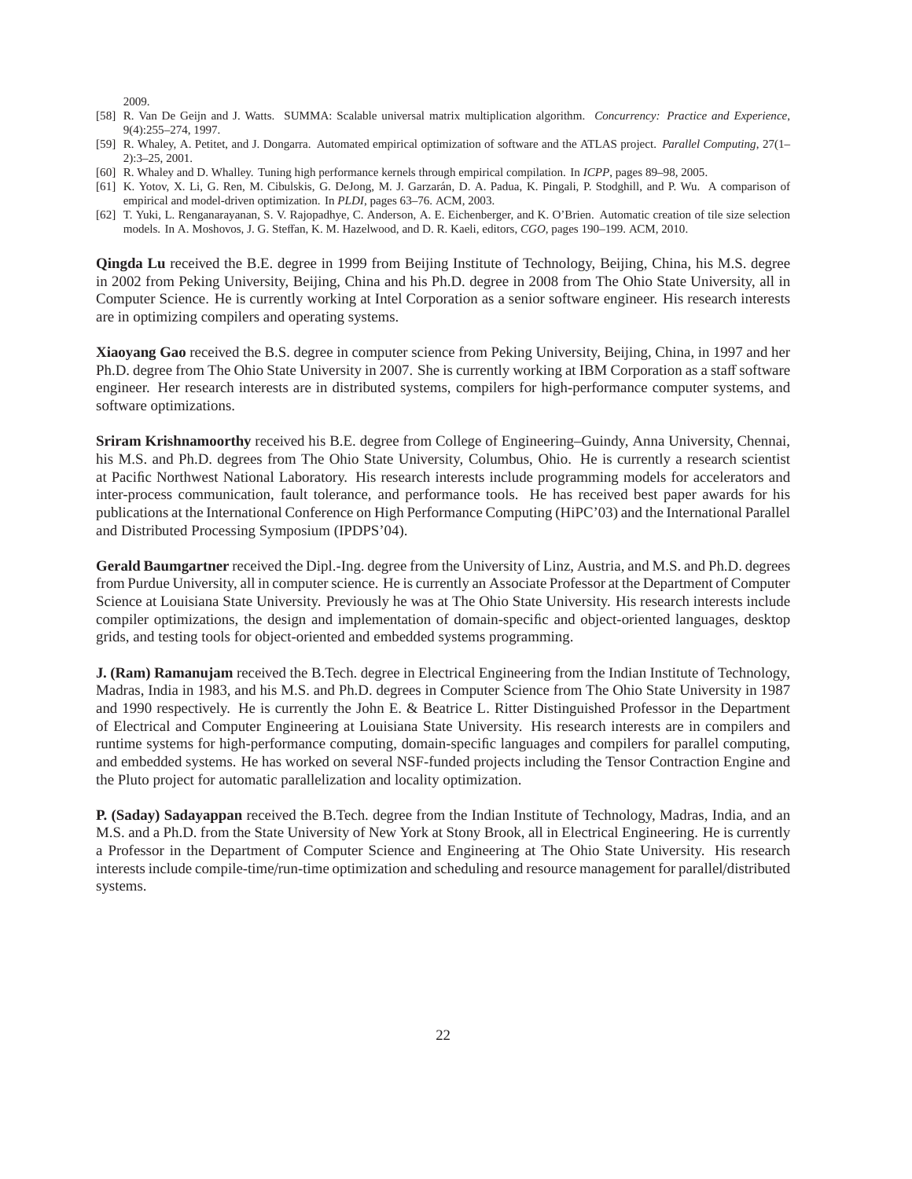2009.

[58] R. Van De Geijn and J. Watts. SUMMA: Scalable universal matrix multiplication algorithm. *Concurrency: Practice and Experience*, 9(4):255–274, 1997.

[59] R. Whaley, A. Petitet, and J. Dongarra. Automated empirical optimization of software and the ATLAS project. *Parallel Computing*, 27(1–2):3–25, 2001.

[60] R. Whaley and D. Whalley. Tuning high performance kernels through empirical compilation. In *ICPP*, pages 89–98, 2005.

[61] K. Yotov, X. Li, G. Ren, M. Cibulskis, G. DeJong, M. J. Garzarán, D. A. Padua, K. Pingali, P. Stodghill, and P. Wu. A comparison of empirical and model-driven optimization. In *PLDI*, pages 63–76. ACM, 2003.

[62] T. Yuki, L. Renganarayanan, S. V. Rajopadhye, C. Anderson, A. E. Eichenberger, and K. O'Brien. Automatic creation of tile size selection models. In A. Moshovos, J. G. Steffan, K. M. Hazelwood, and D. R. Kaeli, editors, *CGO*, pages 190–199. ACM, 2010.

**Qingda Lu** received the B.E. degree in 1999 from Beijing Institute of Technology, Beijing, China, his M.S. degree in 2002 from Peking University, Beijing, China and his Ph.D. degree in 2008 from The Ohio State University, all in Computer Science. He is currently working at Intel Corporation as a senior software engineer. His research interests are in optimizing compilers and operating systems.

**Xiaoyang Gao** received the B.S. degree in computer science from Peking University, Beijing, China, in 1997 and her Ph.D. degree from The Ohio State University in 2007. She is currently working at IBM Corporation as a staff software engineer. Her research interests are in distributed systems, compilers for high-performance computer systems, and software optimizations.

**Sriram Krishnamoorthy** received his B.E. degree from College of Engineering–Guindy, Anna University, Chennai, his M.S. and Ph.D. degrees from The Ohio State University, Columbus, Ohio. He is currently a research scientist at Pacific Northwest National Laboratory. His research interests include programming models for accelerators and inter-process communication, fault tolerance, and performance tools. He has received best paper awards for his publications at the International Conference on High Performance Computing (HiPC'03) and the International Parallel and Distributed Processing Symposium (IPDPS'04).

**Gerald Baumgartner** received the Dipl.-Ing. degree from the University of Linz, Austria, and M.S. and Ph.D. degrees from Purdue University, all in computer science. He is currently an Associate Professor at the Department of Computer Science at Louisiana State University. Previously he was at The Ohio State University. His research interests include compiler optimizations, the design and implementation of domain-specific and object-oriented languages, desktop grids, and testing tools for object-oriented and embedded systems programming.

**J. (Ram) Ramanujam** received the B.Tech. degree in Electrical Engineering from the Indian Institute of Technology, Madras, India in 1983, and his M.S. and Ph.D. degrees in Computer Science from The Ohio State University in 1987 and 1990 respectively. He is currently the John E. & Beatrice L. Ritter Distinguished Professor in the Department of Electrical and Computer Engineering at Louisiana State University. His research interests are in compilers and runtime systems for high-performance computing, domain-specific languages and compilers for parallel computing, and embedded systems. He has worked on several NSF-funded projects including the Tensor Contraction Engine and the Pluto project for automatic parallelization and locality optimization.

**P. (Saday) Sadayappan** received the B.Tech. degree from the Indian Institute of Technology, Madras, India, and an M.S. and a Ph.D. from the State University of New York at Stony Brook, all in Electrical Engineering. He is currently a Professor in the Department of Computer Science and Engineering at The Ohio State University. His research interests include compile-time/run-time optimization and scheduling and resource management for parallel/distributed systems.